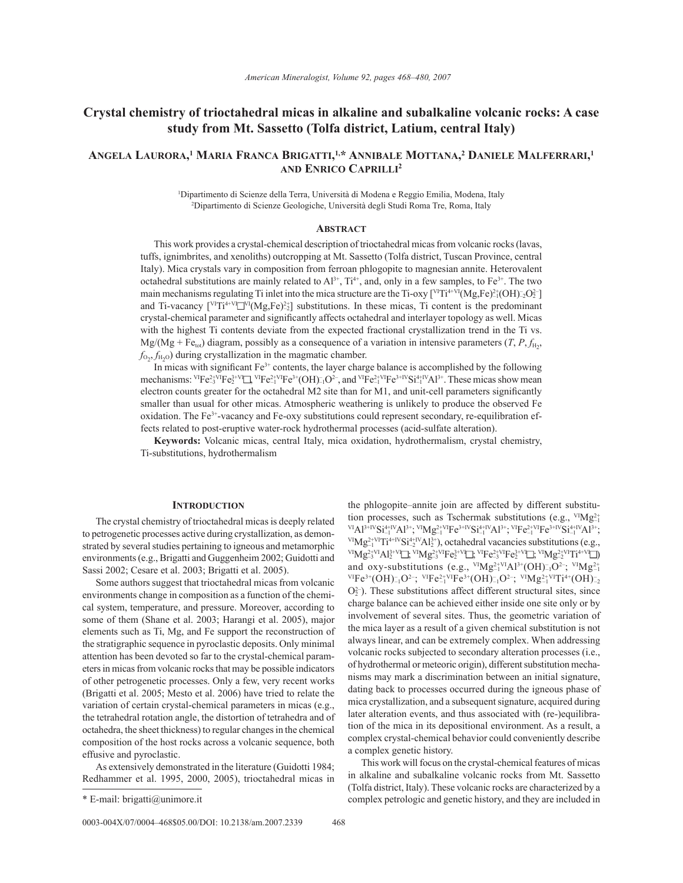# Crystal chemistry of trioctahedral micas in alkaline and subalkaline volcanic rocks: A case study from Mt. Sassetto (Tolfa district, Latium, central Italy)

**Angela Laurora,[1] Maria Franca Brigatti,[1,*] Annibale Mottana,[2] Daniele Malferrari,[1] and Enrico Caprilli[2]**

[1]Dipartimento di Scienze della Terra, Università di Modena e Reggio Emilia, Modena, Italy
[2]Dipartimento di Scienze Geologiche, Università degli Studi Roma Tre, Roma, Italy

## Abstract

This work provides a crystal-chemical description of trioctahedral micas from volcanic rocks (lavas, tuffs, ignimbrites, and xenoliths) outcropping at Mt. Sassetto (Tolfa district, Tuscan Province, central Italy). Mica crystals vary in composition from ferroan phlogopite to magnesian annite. Heterovalent octahedral substitutions are mainly related to $Al^{3+}$, $Ti^{4+}$, and, only in a few samples, to $Fe^{3+}$. The two main mechanisms regulating Ti inlet into the mica structure are the Ti-oxy $[^{VI}Ti^{4+VI}(Mg,Fe)^{2+}_{-1}(OH)^{-}_{-2}O^{2-}_{2}]$ and Ti-vacancy $[^{VI}Ti^{4+VI}\square^{VI}(Mg,Fe)^{2+}_{-2}]$ substitutions. In these micas, Ti content is the predominant crystal-chemical parameter and significantly affects octahedral and interlayer topology as well. Micas with the highest Ti contents deviate from the expected fractional crystallization trend in the Ti vs. $Mg/(Mg + Fe_{tot})$ diagram, possibly as a consequence of a variation in intensive parameters ($T$, $P$, $f_{H_2}$, $f_{O_2}$, $f_{H_2O}$) during crystallization in the magmatic chamber.

In micas with significant $Fe^{3+}$ contents, the layer charge balance is accomplished by the following mechanisms: $^{VI}Fe^{2+}_{-3}{}^{VI}Fe^{3+}_{2}{}^{VI}\square$, $^{VI}Fe^{2+}_{-1}{}^{VI}Fe^{3+}(OH)^{-}_{-1}O^{2-}$, and $^{VI}Fe^{2+}_{-1}{}^{VI}Fe^{3+IV}Si^{4+}_{-1}{}^{IV}Al^{3+}$. These micas show mean electron counts greater for the octahedral M2 site than for M1, and unit-cell parameters significantly smaller than usual for other micas. Atmospheric weathering is unlikely to produce the observed Fe oxidation. The $Fe^{3+}$-vacancy and Fe-oxy substitutions could represent secondary, re-equilibration effects related to post-eruptive water-rock hydrothermal processes (acid-sulfate alteration).

**Keywords:** Volcanic micas, central Italy, mica oxidation, hydrothermalism, crystal chemistry, Ti-substitutions, hydrothermalism

## Introduction

The crystal chemistry of trioctahedral micas is deeply related to petrogenetic processes active during crystallization, as demonstrated by several studies pertaining to igneous and metamorphic environments (e.g., Brigatti and Guggenheim 2002; Guidotti and Sassi 2002; Cesare et al. 2003; Brigatti et al. 2005).

Some authors suggest that trioctahedral micas from volcanic environments change in composition as a function of the chemical system, temperature, and pressure. Moreover, according to some of them (Shane et al. 2003; Harangi et al. 2005), major elements such as Ti, Mg, and Fe support the reconstruction of the stratigraphic sequence in pyroclastic deposits. Only minimal attention has been devoted so far to the crystal-chemical parameters in micas from volcanic rocks that may be possible indicators of other petrogenetic processes. Only a few, very recent works (Brigatti et al. 2005; Mesto et al. 2006) have tried to relate the variation of certain crystal-chemical parameters in micas (e.g., the tetrahedral rotation angle, the distortion of tetrahedra and of octahedra, the sheet thickness) to regular changes in the chemical composition of the host rocks across a volcanic sequence, both effusive and pyroclastic.

As extensively demonstrated in the literature (Guidotti 1984; Redhammer et al. 1995, 2000, 2005), trioctahedral micas in the phlogopite–annite join are affected by different substitution processes, such as Tschermak substitutions (e.g., $^{VI}Mg^{2+}_{-1}{}^{VI}Al^{3+IV}Si^{4+}_{-1}{}^{IV}Al^{3+}$; $^{VI}Mg^{2+}_{-1}{}^{VI}Fe^{3+IV}Si^{4+}_{-1}{}^{IV}Al^{3+}$; $^{VI}Fe^{2+}_{-1}{}^{VI}Fe^{3+IV}Si^{4+}_{-1}{}^{IV}Al^{3+}$; $^{VI}Mg^{2+}_{-1}{}^{VI}Ti^{4+IV}Si^{4+}_{-2}{}^{IV}Al^{3+}_{2}$), octahedral vacancies substitutions (e.g., $^{VI}Mg^{2+}_{-3}{}^{VI}Al^{3+}_{2}{}^{VI}\square$; $^{VI}Mg^{2+}_{-3}{}^{VI}Fe^{3+}_{2}{}^{VI}\square$; $^{VI}Fe^{2+}_{-3}{}^{VI}Fe^{3+}_{2}{}^{VI}\square$; $^{VI}Mg^{2+}_{-2}{}^{VI}Ti^{4+VI}\square$) and oxy-substitutions (e.g., $^{VI}Mg^{2+}_{-1}{}^{VI}Al^{3+}(OH)^{-}_{-1}O^{2-}$; $^{VI}Mg^{2+}_{-1}{}^{VI}Fe^{3+}(OH)^{-}_{-1}O^{2-}$; $^{VI}Fe^{2+}_{-1}{}^{VI}Fe^{3+}(OH)^{-}_{-1}O^{2-}$; $^{VI}Mg^{2+}_{-1}{}^{VI}Ti^{4+}(OH)^{-}_{-2}O^{2-}_{2}$). These substitutions affect different structural sites, since charge balance can be achieved either inside one site only or by involvement of several sites. Thus, the geometric variation of the mica layer as a result of a given chemical substitution is not always linear, and can be extremely complex. When addressing volcanic rocks subjected to secondary alteration processes (i.e., of hydrothermal or meteoric origin), different substitution mechanisms may mark a discrimination between an initial signature, dating back to processes occurred during the igneous phase of mica crystallization, and a subsequent signature, acquired during later alteration events, and thus associated with (re-)equilibration of the mica in its depositional environment. As a result, a complex crystal-chemical behavior could conveniently describe a complex genetic history.

This work will focus on the crystal-chemical features of micas in alkaline and subalkaline volcanic rocks from Mt. Sassetto (Tolfa district, Italy). These volcanic rocks are characterized by a complex petrologic and genetic history, and they are included in

\* E-mail: brigatti@unimore.it

0003-004X/07/0004–468$05.00/DOI: 10.2138/am.2007.2339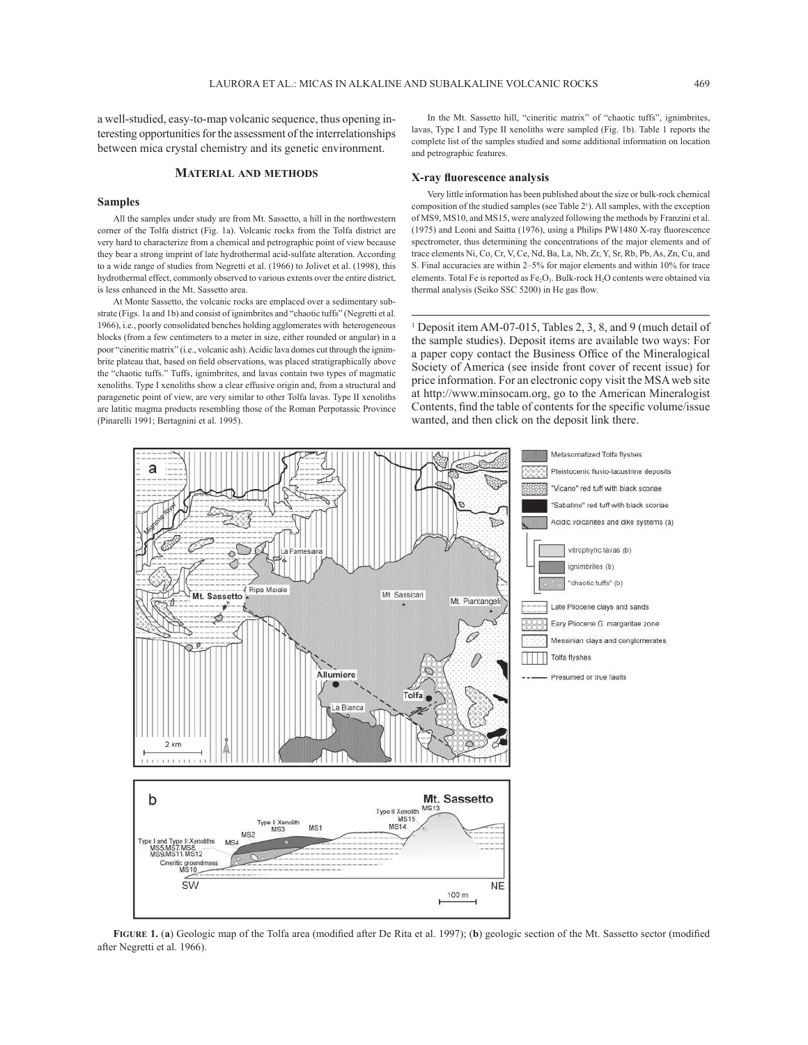a well-studied, easy-to-map volcanic sequence, thus opening interesting opportunities for the assessment of the interrelationships between mica crystal chemistry and its genetic environment.

## Material and methods

### Samples

All the samples under study are from Mt. Sassetto, a hill in the northwestern corner of the Tolfa district (Fig. 1a). Volcanic rocks from the Tolfa district are very hard to characterize from a chemical and petrographic point of view because they bear a strong imprint of late hydrothermal acid-sulfate alteration. According to a wide range of studies from Negretti et al. (1966) to Jolivet et al. (1998), this hydrothermal effect, commonly observed to various extents over the entire district, is less enhanced in the Mt. Sassetto area.

At Monte Sassetto, the volcanic rocks are emplaced over a sedimentary substrate (Figs. 1a and 1b) and consist of ignimbrites and "chaotic tuffs" (Negretti et al. 1966), i.e., poorly consolidated benches holding agglomerates with heterogeneous blocks (from a few centimeters to a meter in size, either rounded or angular) in a poor "cineritic matrix" (i.e., volcanic ash). Acidic lava domes cut through the ignimbrite plateau that, based on field observations, was placed stratigraphically above the "chaotic tuffs." Tuffs, ignimbrites, and lavas contain two types of magmatic xenoliths. Type I xenoliths show a clear effusive origin and, from a structural and paragenetic point of view, are very similar to other Tolfa lavas. Type II xenoliths are latitic magma products resembling those of the Roman Perpotassic Province (Pinarelli 1991; Bertagnini et al. 1995).

In the Mt. Sassetto hill, "cineritic matrix" of "chaotic tuffs", ignimbrites, lavas, Type I and Type II xenoliths were sampled (Fig. 1b). Table 1 reports the complete list of the samples studied and some additional information on location and petrographic features.

### X-ray fluorescence analysis

Very little information has been published about the size or bulk-rock chemical composition of the studied samples (see Table 2[1]). All samples, with the exception of MS9, MS10, and MS15, were analyzed following the methods by Franzini et al. (1975) and Leoni and Saitta (1976), using a Philips PW1480 X-ray fluorescence spectrometer, thus determining the concentrations of the major elements and of trace elements Ni, Co, Cr, V, Ce, Nd, Ba, La, Nb, Zr, Y, Sr, Rb, Pb, As, Zn, Cu, and S. Final accuracies are within 2–5% for major elements and within 10% for trace elements. Total Fe is reported as $Fe_2O_3$. Bulk-rock $H_2O$ contents were obtained via thermal analysis (Seiko SSC 5200) in He gas flow.

[1] Deposit item AM-07-015, Tables 2, 3, 8, and 9 (much detail of the sample studies). Deposit items are available two ways: For a paper copy contact the Business Office of the Mineralogical Society of America (see inside front cover of recent issue) for price information. For an electronic copy visit the MSA web site at http://www.minsocam.org, go to the American Mineralogist Contents, find the table of contents for the specific volume/issue wanted, and then click on the deposit link there.

**Figure 1.** (**a**) Geologic map of the Tolfa area (modified after De Rita et al. 1997); (**b**) geologic section of the Mt. Sassetto sector (modified after Negretti et al. 1966).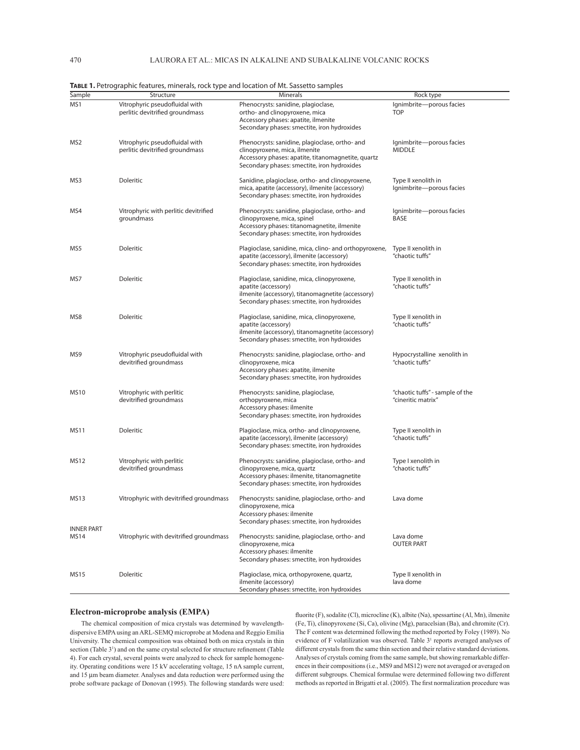**Table 1.** Petrographic features, minerals, rock type and location of Mt. Sassetto samples

| Sample | Structure | Minerals | Rock type |
|---|---|---|---|
| MS1 | Vitrophyric pseudofluidal with perlitic devitrified groundmass | Phenocrysts: sanidine, plagioclase, ortho- and clinopyroxene, mica<br>Accessory phases: apatite, ilmenite<br>Secondary phases: smectite, iron hydroxides | Ignimbrite—porous facies<br>TOP |
| MS2 | Vitrophyric pseudofluidal with perlitic devitrified groundmass | Phenocrysts: sanidine, plagioclase, ortho- and clinopyroxene, mica, ilmenite<br>Accessory phases: apatite, titanomagnetite, quartz<br>Secondary phases: smectite, iron hydroxides | Ignimbrite—porous facies<br>MIDDLE |
| MS3 | Doleritic | Sanidine, plagioclase, ortho- and clinopyroxene, mica, apatite (accessory), ilmenite (accessory)<br>Secondary phases: smectite, iron hydroxides | Type II xenolith in Ignimbrite—porous facies |
| MS4 | Vitrophyric with perlitic devitrified groundmass | Phenocrysts: sanidine, plagioclase, ortho- and clinopyroxene, mica, spinel<br>Accessory phases: titanomagnetite, ilmenite<br>Secondary phases: smectite, iron hydroxides | Ignimbrite—porous facies<br>BASE |
| MS5 | Doleritic | Plagioclase, sanidine, mica, clino- and orthopyroxene, apatite (accessory), ilmenite (accessory)<br>Secondary phases: smectite, iron hydroxides | Type II xenolith in "chaotic tuffs" |
| MS7 | Doleritic | Plagioclase, sanidine, mica, clinopyroxene, apatite (accessory)<br>ilmenite (accessory), titanomagnetite (accessory)<br>Secondary phases: smectite, iron hydroxides | Type II xenolith in "chaotic tuffs" |
| MS8 | Doleritic | Plagioclase, sanidine, mica, clinopyroxene, apatite (accessory)<br>ilmenite (accessory), titanomagnetite (accessory)<br>Secondary phases: smectite, iron hydroxides | Type II xenolith in "chaotic tuffs" |
| MS9 | Vitrophyric pseudofluidal with devitrified groundmass | Phenocrysts: sanidine, plagioclase, ortho- and clinopyroxene, mica<br>Accessory phases: apatite, ilmenite<br>Secondary phases: smectite, iron hydroxides | Hypocrystalline xenolith in "chaotic tuffs" |
| MS10 | Vitrophyric with perlitic devitrified groundmass | Phenocrysts: sanidine, plagioclase, orthopyroxene, mica<br>Accessory phases: ilmenite<br>Secondary phases: smectite, iron hydroxides | "chaotic tuffs" - sample of the "cineritic matrix" |
| MS11 | Doleritic | Plagioclase, mica, ortho- and clinopyroxene, apatite (accessory), ilmenite (accessory)<br>Secondary phases: smectite, iron hydroxides | Type II xenolith in "chaotic tuffs" |
| MS12 | Vitrophyric with perlitic devitrified groundmass | Phenocrysts: sanidine, plagioclase, ortho- and clinopyroxene, mica, quartz<br>Accessory phases: ilmenite, titanomagnetite<br>Secondary phases: smectite, iron hydroxides | Type I xenolith in "chaotic tuffs" |
| MS13 | Vitrophyric with devitrified groundmass | Phenocrysts: sanidine, plagioclase, ortho- and clinopyroxene, mica<br>Accessory phases: ilmenite<br>Secondary phases: smectite, iron hydroxides | Lava dome<br>INNER PART |
| MS14 | Vitrophyric with devitrified groundmass | Phenocrysts: sanidine, plagioclase, ortho- and clinopyroxene, mica<br>Accessory phases: ilmenite<br>Secondary phases: smectite, iron hydroxides | Lava dome<br>OUTER PART |
| MS15 | Doleritic | Plagioclase, mica, orthopyroxene, quartz, ilmenite (accessory)<br>Secondary phases: smectite, iron hydroxides | Type II xenolith in lava dome |

## Electron-microprobe analysis (EMPA)

The chemical composition of mica crystals was determined by wavelength-dispersive EMPA using an ARL-SEMQ microprobe at Modena and Reggio Emilia University. The chemical composition was obtained both on mica crystals in thin section (Table 3[1]) and on the same crystal selected for structure refinement (Table 4). For each crystal, several points were analyzed to check for sample homogeneity. Operating conditions were 15 kV accelerating voltage, 15 nA sample current, and 15 μm beam diameter. Analyses and data reduction were performed using the probe software package of Donovan (1995). The following standards were used: fluorite (F), sodalite (Cl), microcline (K), albite (Na), spessartine (Al, Mn), ilmenite (Fe, Ti), clinopyroxene (Si, Ca), olivine (Mg), paracelsian (Ba), and chromite (Cr). The F content was determined following the method reported by Foley (1989). No evidence of F volatilization was observed. Table 3[1] reports averaged analyses of different crystals from the same thin section and their relative standard deviations. Analyses of crystals coming from the same sample, but showing remarkable differences in their compositions (i.e., MS9 and MS12) were not averaged or averaged on different subgroups. Chemical formulae were determined following two different methods as reported in Brigatti et al. (2005). The first normalization procedure was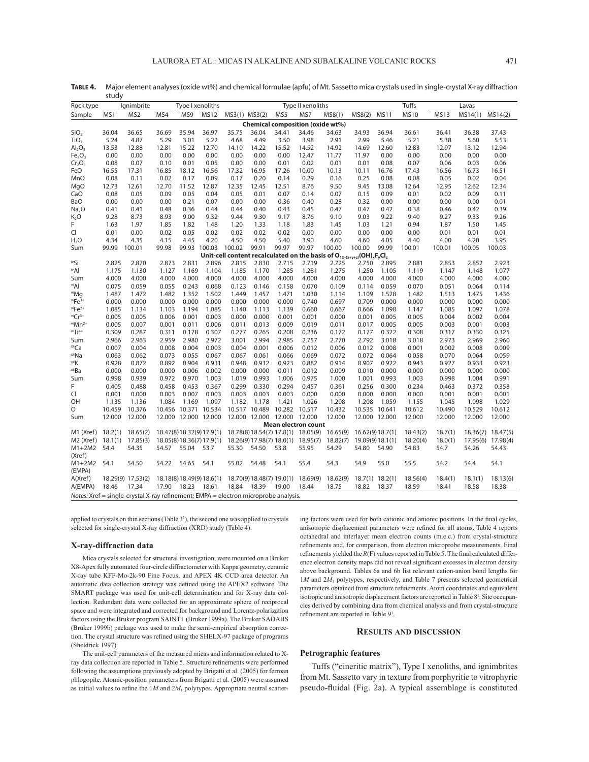**TABLE 4.** Major element analyses (oxide wt%) and chemical formulae (apfu) of Mt. Sassetto mica crystals used in single-crystal X-ray diffraction study

| Rock type | Ignimbrite | | | Type I xenoliths | | Type II xenoliths | | | | | | | Tuffs | Lavas | | |
|---|---|---|---|---|---|---|---|---|---|---|---|---|---|---|---|---|
| Sample | MS1 | MS2 | MS4 | MS9 | MS12 | MS3(1) | MS3(2) | MS5 | MS7 | MS8(1) | MS8(2) | MS11 | MS10 | MS13 | MS14(1) | MS14(2) |
| **Chemical composition (oxide wt%)** | | | | | | | | | | | | | | | | |
| $SiO_2$ | 36.04 | 36.65 | 36.69 | 35.94 | 36.97 | 35.75 | 36.04 | 34.41 | 34.46 | 34.63 | 34.93 | 36.94 | 36.61 | 36.41 | 36.38 | 37.43 |
| $TiO_2$ | 5.24 | 4.87 | 5.29 | 3.01 | 5.22 | 4.68 | 4.49 | 3.50 | 3.98 | 2.91 | 2.99 | 5.46 | 5.21 | 5.38 | 5.60 | 5.53 |
| $Al_2O_3$ | 13.53 | 12.88 | 12.81 | 15.22 | 12.70 | 14.10 | 14.22 | 15.52 | 14.52 | 14.92 | 14.69 | 12.60 | 12.83 | 12.97 | 13.12 | 12.94 |
| $Fe_2O_3$ | 0.00 | 0.00 | 0.00 | 0.00 | 0.00 | 0.00 | 0.00 | 0.00 | 12.47 | 11.77 | 11.97 | 0.00 | 0.00 | 0.00 | 0.00 | 0.00 |
| $Cr_2O_3$ | 0.08 | 0.07 | 0.10 | 0.01 | 0.05 | 0.00 | 0.00 | 0.01 | 0.02 | 0.01 | 0.01 | 0.08 | 0.07 | 0.06 | 0.03 | 0.06 |
| FeO | 16.55 | 17.31 | 16.85 | 18.12 | 16.56 | 17.32 | 16.95 | 17.26 | 10.00 | 10.13 | 10.11 | 16.76 | 17.43 | 16.56 | 16.73 | 16.51 |
| MnO | 0.08 | 0.11 | 0.02 | 0.17 | 0.09 | 0.17 | 0.20 | 0.14 | 0.29 | 0.16 | 0.25 | 0.08 | 0.08 | 0.05 | 0.02 | 0.04 |
| MgO | 12.73 | 12.61 | 12.70 | 11.52 | 12.87 | 12.35 | 12.45 | 12.51 | 8.76 | 9.50 | 9.45 | 13.08 | 12.64 | 12.95 | 12.62 | 12.34 |
| CaO | 0.08 | 0.05 | 0.09 | 0.05 | 0.04 | 0.05 | 0.01 | 0.07 | 0.14 | 0.07 | 0.15 | 0.09 | 0.01 | 0.02 | 0.09 | 0.11 |
| BaO | 0.00 | 0.00 | 0.00 | 0.21 | 0.07 | 0.00 | 0.00 | 0.36 | 0.40 | 0.28 | 0.32 | 0.00 | 0.00 | 0.00 | 0.00 | 0.01 |
| $Na_2O$ | 0.41 | 0.41 | 0.48 | 0.36 | 0.44 | 0.44 | 0.40 | 0.43 | 0.45 | 0.47 | 0.47 | 0.42 | 0.38 | 0.46 | 0.42 | 0.39 |
| $K_2O$ | 9.28 | 8.73 | 8.93 | 9.00 | 9.32 | 9.44 | 9.30 | 9.17 | 8.76 | 9.10 | 9.03 | 9.22 | 9.40 | 9.27 | 9.33 | 9.26 |
| F | 1.63 | 1.97 | 1.85 | 1.82 | 1.48 | 1.20 | 1.33 | 1.18 | 1.83 | 1.45 | 1.03 | 1.21 | 0.94 | 1.87 | 1.50 | 1.45 |
| Cl | 0.01 | 0.00 | 0.02 | 0.05 | 0.02 | 0.02 | 0.02 | 0.02 | 0.00 | 0.00 | 0.00 | 0.00 | 0.00 | 0.01 | 0.01 | 0.01 |
| $H_2O$ | 4.34 | 4.35 | 4.15 | 4.45 | 4.20 | 4.50 | 4.50 | 5.40 | 3.90 | 4.60 | 4.60 | 4.05 | 4.40 | 4.00 | 4.20 | 3.95 |
| Sum | 99.99 | 100.01 | 99.98 | 99.93 | 100.03 | 100.02 | 99.91 | 99.97 | 99.97 | 100.00 | 100.00 | 99.99 | 100.01 | 100.01 | 100.05 | 100.03 |
| **Unit-cell content recalculated on the basis of $O_{12-(x+y+z)}(OH)_xF_yCl_z$** | | | | | | | | | | | | | | | | |
| $^{iv}Si$ | 2.825 | 2.870 | 2.873 | 2.831 | 2.896 | 2.815 | 2.830 | 2.715 | 2.719 | 2.725 | 2.750 | 2.895 | 2.881 | 2.853 | 2.852 | 2.923 |
| $^{iv}Al$ | 1.175 | 1.130 | 1.127 | 1.169 | 1.104 | 1.185 | 1.170 | 1.285 | 1.281 | 1.275 | 1.250 | 1.105 | 1.119 | 1.147 | 1.148 | 1.077 |
| Sum | 4.000 | 4.000 | 4.000 | 4.000 | 4.000 | 4.000 | 4.000 | 4.000 | 4.000 | 4.000 | 4.000 | 4.000 | 4.000 | 4.000 | 4.000 | 4.000 |
| $^{vi}Al$ | 0.075 | 0.059 | 0.055 | 0.243 | 0.068 | 0.123 | 0.146 | 0.158 | 0.070 | 0.109 | 0.114 | 0.059 | 0.070 | 0.051 | 0.064 | 0.114 |
| $^{vi}Mg$ | 1.487 | 1.472 | 1.482 | 1.352 | 1.502 | 1.449 | 1.457 | 1.471 | 1.030 | 1.114 | 1.109 | 1.528 | 1.482 | 1.513 | 1.475 | 1.436 |
| $^{vi}Fe^{3+}$ | 0.000 | 0.000 | 0.000 | 0.000 | 0.000 | 0.000 | 0.000 | 0.000 | 0.740 | 0.697 | 0.709 | 0.000 | 0.000 | 0.000 | 0.000 | 0.000 |
| $^{vi}Fe^{2+}$ | 1.085 | 1.134 | 1.103 | 1.194 | 1.085 | 1.140 | 1.113 | 1.139 | 0.660 | 0.667 | 0.666 | 1.098 | 1.147 | 1.085 | 1.097 | 1.078 |
| $^{vi}Cr^{3+}$ | 0.005 | 0.005 | 0.006 | 0.001 | 0.003 | 0.000 | 0.000 | 0.001 | 0.001 | 0.000 | 0.001 | 0.005 | 0.005 | 0.004 | 0.002 | 0.004 |
| $^{vi}Mn^{2+}$ | 0.005 | 0.007 | 0.001 | 0.011 | 0.006 | 0.011 | 0.013 | 0.009 | 0.019 | 0.011 | 0.017 | 0.005 | 0.005 | 0.003 | 0.001 | 0.003 |
| $^{vi}Ti^{4+}$ | 0.309 | 0.287 | 0.311 | 0.178 | 0.307 | 0.277 | 0.265 | 0.208 | 0.236 | 0.172 | 0.177 | 0.322 | 0.308 | 0.317 | 0.330 | 0.325 |
| Sum | 2.966 | 2.963 | 2.959 | 2.980 | 2.972 | 3.001 | 2.994 | 2.985 | 2.757 | 2.770 | 2.792 | 3.018 | 3.018 | 2.973 | 2.969 | 2.960 |
| $^{xii}Ca$ | 0.007 | 0.004 | 0.008 | 0.004 | 0.003 | 0.004 | 0.001 | 0.006 | 0.012 | 0.006 | 0.012 | 0.008 | 0.001 | 0.002 | 0.008 | 0.009 |
| $^{xii}Na$ | 0.063 | 0.062 | 0.073 | 0.055 | 0.067 | 0.067 | 0.061 | 0.066 | 0.069 | 0.072 | 0.072 | 0.064 | 0.058 | 0.070 | 0.064 | 0.059 |
| $^{xii}K$ | 0.928 | 0.872 | 0.892 | 0.904 | 0.931 | 0.948 | 0.932 | 0.923 | 0.882 | 0.914 | 0.907 | 0.922 | 0.943 | 0.927 | 0.933 | 0.923 |
| $^{xii}Ba$ | 0.000 | 0.000 | 0.000 | 0.006 | 0.002 | 0.000 | 0.000 | 0.011 | 0.012 | 0.009 | 0.010 | 0.000 | 0.000 | 0.000 | 0.000 | 0.000 |
| Sum | 0.998 | 0.939 | 0.972 | 0.970 | 1.003 | 1.019 | 0.993 | 1.006 | 0.975 | 1.000 | 1.001 | 0.993 | 1.003 | 0.998 | 1.004 | 0.991 |
| F | 0.405 | 0.488 | 0.458 | 0.453 | 0.367 | 0.299 | 0.330 | 0.294 | 0.457 | 0.361 | 0.256 | 0.300 | 0.234 | 0.463 | 0.372 | 0.358 |
| Cl | 0.001 | 0.000 | 0.003 | 0.007 | 0.003 | 0.003 | 0.003 | 0.003 | 0.000 | 0.000 | 0.000 | 0.000 | 0.000 | 0.001 | 0.001 | 0.001 |
| OH | 1.135 | 1.136 | 1.084 | 1.169 | 1.097 | 1.182 | 1.178 | 1.421 | 1.026 | 1.208 | 1.208 | 1.059 | 1.155 | 1.045 | 1.098 | 1.029 |
| O | 10.459 | 10.376 | 10.456 | 10.371 | 10.534 | 10.517 | 10.489 | 10.282 | 10.517 | 10.432 | 10.535 | 10.641 | 10.612 | 10.490 | 10.529 | 10.612 |
| Sum | 12.000 | 12.000 | 12.000 | 12.000 | 12.000 | 12.000 | 12.000 | 12.000 | 12.000 | 12.000 | 12.000 | 12.000 | 12.000 | 12.000 | 12.000 | 12.000 |
| **Mean electron count** | | | | | | | | | | | | | | | | |
| M1 (Xref) | 18.2(1) | 18.65(2) | 18.47(8) | 18.32(9) | 17.9(1) | 18.78(8) | 18.54(7) | 17.8(1) | 18.05(9) | 16.65(9) | 16.62(9) | 18.7(1) | 18.43(2) | 18.7(1) | 18.36(7) | 18.47(5) |
| M2 (Xref) | 18.1(1) | 17.85(3) | 18.05(8) | 18.36(7) | 17.9(1) | 18.26(9) | 17.98(7) | 18.0(1) | 18.95(7) | 18.82(7) | 19.09(9) | 18.1(1) | 18.20(4) | 18.0(1) | 17.95(6) | 17.98(4) |
| M1+2M2 (Xref) | 54.4 | 54.35 | 54.57 | 55.04 | 53.7 | 55.30 | 54.50 | 53.8 | 55.95 | 54.29 | 54.80 | 54.90 | 54.83 | 54.7 | 54.26 | 54.43 |
| M1+2M2 (EMPA) | 54.1 | 54.50 | 54.22 | 54.65 | 54.1 | 55.02 | 54.48 | 54.1 | 55.4 | 54.3 | 54.9 | 55.0 | 55.5 | 54.2 | 54.4 | 54.1 |
| A(Xref) | | 18.29(9) | 17.53(2) | 18.18(8) | 18.49(9) | 18.6(1) | 18.70(9) | 18.48(7) | 19.0(1) | 18.69(9) | 18.62(9) | 18.7(1) | 18.2(1) | 18.56(4) | 18.4(1) | 18.1(1) | 18.13(6) |
| A(EMPA) | 18.46 | 17.34 | 17.90 | 18.23 | 18.61 | 18.84 | 18.39 | 19.00 | 18.44 | 18.75 | 18.82 | 18.37 | 18.59 | 18.41 | 18.58 | 18.38 |

*Notes:* Xref = single-crystal X-ray refinement; EMPA = electron microprobe analysis.

applied to crystals on thin sections (Table 3[1]), the second one was applied to crystals selected for single-crystal X-ray diffraction (XRD) study (Table 4).

### X-ray-diffraction data

Mica crystals selected for structural investigation, were mounted on a Bruker X8-Apex fully automated four-circle diffractometer with Kappa geometry, ceramic X-ray tube KFF-Mo-2k-90 Fine Focus, and APEX 4K CCD area detector. An automatic data collection strategy was defined using the APEX2 software. The SMART package was used for unit-cell determination and for X-ray data collection. Redundant data were collected for an approximate sphere of reciprocal space and were integrated and corrected for background and Lorentz-polarization factors using the Bruker program SAINT+ (Bruker 1999a). The Bruker SADABS (Bruker 1999b) package was used to make the semi-empirical absorption correction. The crystal structure was refined using the SHELX-97 package of programs (Sheldrick 1997).

The unit-cell parameters of the measured micas and information related to X-ray data collection are reported in Table 5. Structure refinements were performed following the assumptions previously adopted by Brigatti et al. (2005) for ferroan phlogopite. Atomic-position parameters from Brigatti et al. (2005) were assumed as initial values to refine the 1*M* and 2*M*$_1$ polytypes. Appropriate neutral scattering factors were used for both cationic and anionic positions. In the final cycles, anisotropic displacement parameters were refined for all atoms. Table 4 reports octahedral and interlayer mean electron counts (m.e.c.) from crystal-structure refinements and, for comparison, from electron microprobe measurements. Final refinements yielded the *R*(F) values reported in Table 5. The final calculated difference electron density maps did not reveal significant excesses in electron density above background. Tables 6a and 6b list relevant cation-anion bond lengths for 1*M* and 2*M*$_1$ polytypes, respectively, and Table 7 presents selected geometrical parameters obtained from structure refinements. Atom coordinates and equivalent isotropic and anisotropic displacement factors are reported in Table 8[1]. Site occupancies derived by combining data from chemical analysis and from crystal-structure refinement are reported in Table 9[1].

## RESULTS AND DISCUSSION

### Petrographic features

Tuffs ("cineritic matrix"), Type I xenoliths, and ignimbrites from Mt. Sassetto vary in texture from porphyritic to vitrophyric pseudo-fluidal (Fig. 2a). A typical assemblage is constituted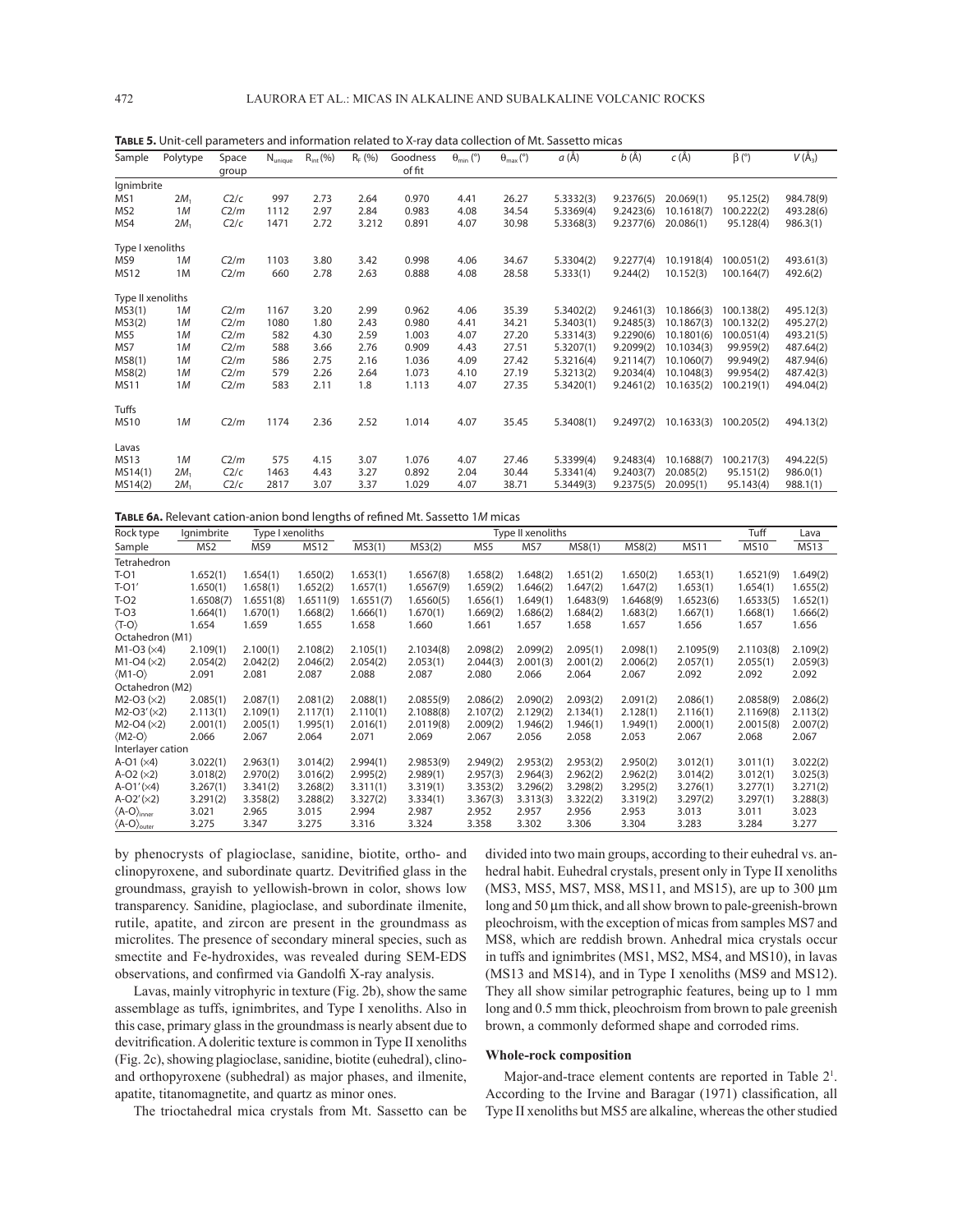**Table 5.** Unit-cell parameters and information related to X-ray data collection of Mt. Sassetto micas

| Sample | Polytype | Space group | $N_{unique}$ | $R_{int}$ (%) | $R_F$ (%) | Goodness of fit | $\theta_{min}$ (°) | $\theta_{max}$ (°) | *a* (Å) | *b* (Å) | *c* (Å) | β (°) | *V* (Å$_3$) |
|---|---|---|---|---|---|---|---|---|---|---|---|---|---|
| Ignimbrite | | | | | | | | | | | | | |
| MS1 | $2M_1$ | *C*2/*c* | 997 | 2.73 | 2.64 | 0.970 | 4.41 | 26.27 | 5.3332(3) | 9.2376(5) | 20.069(1) | 95.125(2) | 984.78(9) |
| MS2 | 1*M* | *C*2/*m* | 1112 | 2.97 | 2.84 | 0.983 | 4.08 | 34.54 | 5.3369(4) | 9.2423(6) | 10.1618(7) | 100.222(2) | 493.28(6) |
| MS4 | $2M_1$ | *C*2/*c* | 1471 | 2.72 | 3.212 | 0.891 | 4.07 | 30.98 | 5.3368(3) | 9.2377(6) | 20.086(1) | 95.128(4) | 986.3(1) |
| Type I xenoliths | | | | | | | | | | | | | |
| MS9 | 1*M* | *C*2/*m* | 1103 | 3.80 | 3.42 | 0.998 | 4.06 | 34.67 | 5.3304(2) | 9.2277(4) | 10.1918(4) | 100.051(2) | 493.61(3) |
| MS12 | 1M | *C*2/*m* | 660 | 2.78 | 2.63 | 0.888 | 4.08 | 28.58 | 5.333(1) | 9.244(2) | 10.152(3) | 100.164(7) | 492.6(2) |
| Type II xenoliths | | | | | | | | | | | | | |
| MS3(1) | 1*M* | *C*2/*m* | 1167 | 3.20 | 2.99 | 0.962 | 4.06 | 35.39 | 5.3402(2) | 9.2461(3) | 10.1866(3) | 100.138(2) | 495.12(3) |
| MS3(2) | 1*M* | *C*2/*m* | 1080 | 1.80 | 2.43 | 0.980 | 4.41 | 34.21 | 5.3403(1) | 9.2485(3) | 10.1867(3) | 100.132(2) | 495.27(2) |
| MS5 | 1*M* | *C*2/*m* | 582 | 4.30 | 2.59 | 1.003 | 4.07 | 27.20 | 5.3314(3) | 9.2290(6) | 10.1801(6) | 100.051(4) | 493.21(5) |
| MS7 | 1*M* | *C*2/*m* | 588 | 3.66 | 2.76 | 0.909 | 4.43 | 27.51 | 5.3207(1) | 9.2099(2) | 10.1034(3) | 99.959(2) | 487.64(2) |
| MS8(1) | 1*M* | *C*2/*m* | 586 | 2.75 | 2.16 | 1.036 | 4.09 | 27.42 | 5.3216(4) | 9.2114(7) | 10.1060(7) | 99.949(2) | 487.94(6) |
| MS8(2) | 1*M* | *C*2/*m* | 579 | 2.26 | 2.64 | 1.073 | 4.10 | 27.19 | 5.3213(2) | 9.2034(4) | 10.1048(3) | 99.954(2) | 487.42(3) |
| MS11 | 1*M* | *C*2/*m* | 583 | 2.11 | 1.8 | 1.113 | 4.07 | 27.35 | 5.3420(1) | 9.2461(2) | 10.1635(2) | 100.219(1) | 494.04(2) |
| Tuffs | | | | | | | | | | | | | |
| MS10 | 1*M* | *C*2/*m* | 1174 | 2.36 | 2.52 | 1.014 | 4.07 | 35.45 | 5.3408(1) | 9.2497(2) | 10.1633(3) | 100.205(2) | 494.13(2) |
| Lavas | | | | | | | | | | | | | |
| MS13 | 1*M* | *C*2/*m* | 575 | 4.15 | 3.07 | 1.076 | 4.07 | 27.46 | 5.3399(4) | 9.2483(4) | 10.1688(7) | 100.217(3) | 494.22(5) |
| MS14(1) | $2M_1$ | *C*2/*c* | 1463 | 4.43 | 3.27 | 0.892 | 2.04 | 30.44 | 5.3341(4) | 9.2403(7) | 20.085(2) | 95.151(2) | 986.0(1) |
| MS14(2) | $2M_1$ | *C*2/*c* | 2817 | 3.07 | 3.37 | 1.029 | 4.07 | 38.71 | 5.3449(3) | 9.2375(5) | 20.095(1) | 95.143(4) | 988.1(1) |

**Table 6a.** Relevant cation-anion bond lengths of refined Mt. Sassetto 1*M* micas

| Rock type | Ignimbrite | Type I xenoliths | | Type II xenoliths | | | | | | | Tuff | Lava |
|---|---|---|---|---|---|---|---|---|---|---|---|---|
| Sample | MS2 | MS9 | MS12 | MS3(1) | MS3(2) | MS5 | MS7 | MS8(1) | MS8(2) | MS11 | MS10 | MS13 |
| Tetrahedron | | | | | | | | | | | | |
| T-O1 | 1.652(1) | 1.654(1) | 1.650(2) | 1.653(1) | 1.6567(8) | 1.658(2) | 1.648(2) | 1.651(2) | 1.650(2) | 1.653(1) | 1.6521(9) | 1.649(2) |
| T-O1′ | 1.650(1) | 1.658(1) | 1.652(2) | 1.657(1) | 1.6567(9) | 1.659(2) | 1.646(2) | 1.647(2) | 1.647(2) | 1.653(1) | 1.654(1) | 1.655(2) |
| T-O2 | 1.6508(7) | 1.6551(8) | 1.6511(9) | 1.6551(7) | 1.6560(5) | 1.656(1) | 1.649(1) | 1.6483(9) | 1.6468(9) | 1.6523(6) | 1.6533(5) | 1.652(1) |
| T-O3 | 1.664(1) | 1.670(1) | 1.668(2) | 1.666(1) | 1.670(1) | 1.669(2) | 1.686(2) | 1.684(2) | 1.683(2) | 1.667(1) | 1.668(1) | 1.666(2) |
| ⟨T-O⟩ | 1.654 | 1.659 | 1.655 | 1.658 | 1.660 | 1.661 | 1.657 | 1.658 | 1.657 | 1.656 | 1.657 | 1.656 |
| Octahedron (M1) | | | | | | | | | | | | |
| M1-O3 (×4) | 2.109(1) | 2.100(1) | 2.108(2) | 2.105(1) | 2.1034(8) | 2.098(2) | 2.099(2) | 2.095(1) | 2.098(1) | 2.1095(9) | 2.1103(8) | 2.109(2) |
| M1-O4 (×2) | 2.054(2) | 2.042(2) | 2.046(2) | 2.054(2) | 2.053(1) | 2.044(3) | 2.001(3) | 2.001(2) | 2.006(2) | 2.057(1) | 2.055(1) | 2.059(3) |
| ⟨M1-O⟩ | 2.091 | 2.081 | 2.087 | 2.088 | 2.087 | 2.080 | 2.066 | 2.064 | 2.067 | 2.092 | 2.092 | 2.092 |
| Octahedron (M2) | | | | | | | | | | | | |
| M2-O3 (×2) | 2.085(1) | 2.087(1) | 2.081(2) | 2.088(1) | 2.0855(9) | 2.086(2) | 2.090(2) | 2.093(2) | 2.091(2) | 2.086(1) | 2.0858(9) | 2.086(2) |
| M2-O3′ (×2) | 2.113(1) | 2.109(1) | 2.117(1) | 2.110(1) | 2.1088(8) | 2.107(2) | 2.129(2) | 2.134(1) | 2.128(1) | 2.116(1) | 2.1169(8) | 2.113(2) |
| M2-O4 (×2) | 2.001(1) | 2.005(1) | 1.995(1) | 2.016(1) | 2.0119(8) | 2.009(2) | 1.946(2) | 1.946(1) | 1.949(1) | 2.000(1) | 2.0015(8) | 2.007(2) |
| ⟨M2-O⟩ | 2.066 | 2.067 | 2.064 | 2.071 | 2.069 | 2.067 | 2.056 | 2.058 | 2.053 | 2.067 | 2.068 | 2.067 |
| Interlayer cation | | | | | | | | | | | | |
| A-O1 (×4) | 3.022(1) | 2.963(1) | 3.014(2) | 2.994(1) | 2.9853(9) | 2.949(2) | 2.953(2) | 2.953(2) | 2.950(2) | 3.012(1) | 3.011(1) | 3.022(2) |
| A-O2 (×2) | 3.018(2) | 2.970(2) | 3.016(2) | 2.995(2) | 2.989(1) | 2.957(3) | 2.964(3) | 2.962(2) | 2.962(2) | 3.014(2) | 3.012(1) | 3.025(3) |
| A-O1′ (×4) | 3.267(1) | 3.341(2) | 3.268(2) | 3.311(1) | 3.319(1) | 3.353(2) | 3.296(2) | 3.298(2) | 3.295(2) | 3.276(1) | 3.277(1) | 3.271(2) |
| A-O2′ (×2) | 3.291(2) | 3.358(2) | 3.288(2) | 3.327(2) | 3.334(1) | 3.367(3) | 3.313(3) | 3.322(2) | 3.319(2) | 3.297(2) | 3.297(1) | 3.288(3) |
| $\langle$A-O$\rangle_{inner}$ | 3.021 | 2.965 | 3.015 | 2.994 | 2.987 | 2.952 | 2.957 | 2.956 | 2.953 | 3.013 | 3.011 | 3.023 |
| $\langle$A-O$\rangle_{outer}$ | 3.275 | 3.347 | 3.275 | 3.316 | 3.324 | 3.358 | 3.302 | 3.306 | 3.304 | 3.283 | 3.284 | 3.277 |

by phenocrysts of plagioclase, sanidine, biotite, ortho- and clinopyroxene, and subordinate quartz. Devitrified glass in the groundmass, grayish to yellowish-brown in color, shows low transparency. Sanidine, plagioclase, and subordinate ilmenite, rutile, apatite, and zircon are present in the groundmass as microlites. The presence of secondary mineral species, such as smectite and Fe-hydroxides, was revealed during SEM-EDS observations, and confirmed via Gandolfi X-ray analysis.

Lavas, mainly vitrophyric in texture (Fig. 2b), show the same assemblage as tuffs, ignimbrites, and Type I xenoliths. Also in this case, primary glass in the groundmass is nearly absent due to devitrification. A doleritic texture is common in Type II xenoliths (Fig. 2c), showing plagioclase, sanidine, biotite (euhedral), clino- and orthopyroxene (subhedral) as major phases, and ilmenite, apatite, titanomagnetite, and quartz as minor ones.

The trioctahedral mica crystals from Mt. Sassetto can be divided into two main groups, according to their euhedral vs. anhedral habit. Euhedral crystals, present only in Type II xenoliths (MS3, MS5, MS7, MS8, MS11, and MS15), are up to 300 μm long and 50 μm thick, and all show brown to pale-greenish-brown pleochroism, with the exception of micas from samples MS7 and MS8, which are reddish brown. Anhedral mica crystals occur in tuffs and ignimbrites (MS1, MS2, MS4, and MS10), in lavas (MS13 and MS14), and in Type I xenoliths (MS9 and MS12). They all show similar petrographic features, being up to 1 mm long and 0.5 mm thick, pleochroism from brown to pale greenish brown, a commonly deformed shape and corroded rims.

### Whole-rock composition

Major-and-trace element contents are reported in Table 2[1]. According to the Irvine and Baragar (1971) classification, all Type II xenoliths but MS5 are alkaline, whereas the other studied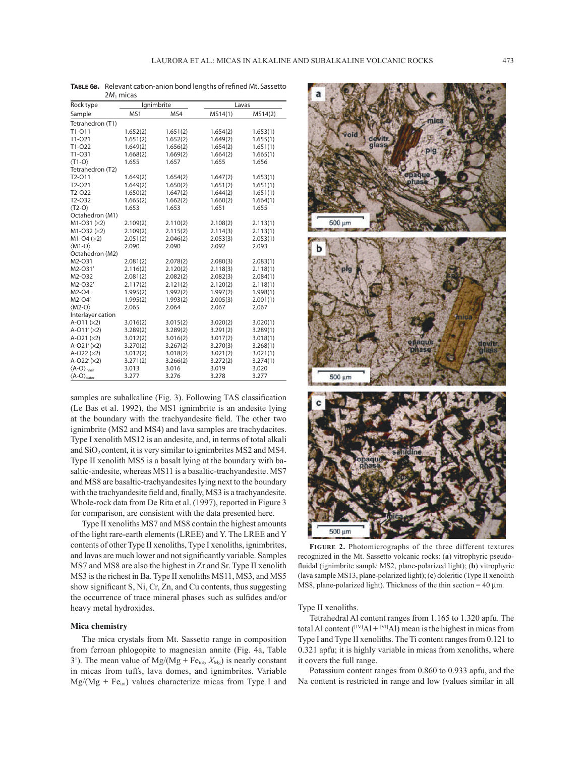**TABLE 6B.** Relevant cation-anion bond lengths of refined Mt. Sassetto $2M_1$ micas

| Rock type | Ignimbrite | | Lavas | |
|---|---|---|---|---|
| Sample | MS1 | MS4 | MS14(1) | MS14(2) |
| Tetrahedron (T1) | | | | |
| T1-O11 | 1.652(2) | 1.651(2) | 1.654(2) | 1.653(1) |
| T1-O21 | 1.651(2) | 1.652(2) | 1.649(2) | 1.655(1) |
| T1-O22 | 1.649(2) | 1.656(2) | 1.654(2) | 1.651(1) |
| T1-O31 | 1.668(2) | 1.669(2) | 1.664(2) | 1.665(1) |
| ⟨T1-O⟩ | 1.655 | 1.657 | 1.655 | 1.656 |
| Tetrahedron (T2) | | | | |
| T2-O11 | 1.649(2) | 1.654(2) | 1.647(2) | 1.653(1) |
| T2-O21 | 1.649(2) | 1.650(2) | 1.651(2) | 1.651(1) |
| T2-O22 | 1.650(2) | 1.647(2) | 1.644(2) | 1.651(1) |
| T2-O32 | 1.665(2) | 1.662(2) | 1.660(2) | 1.664(1) |
| ⟨T2-O⟩ | 1.653 | 1.653 | 1.651 | 1.655 |
| Octahedron (M1) | | | | |
| M1-O31 (×2) | 2.109(2) | 2.110(2) | 2.108(2) | 2.113(1) |
| M1-O32 (×2) | 2.109(2) | 2.115(2) | 2.114(3) | 2.113(1) |
| M1-O4 (×2) | 2.051(2) | 2.046(2) | 2.053(3) | 2.053(1) |
| ⟨M1-O⟩ | 2.090 | 2.090 | 2.092 | 2.093 |
| Octahedron (M2) | | | | |
| M2-O31 | 2.081(2) | 2.078(2) | 2.080(3) | 2.083(1) |
| M2-O31′ | 2.116(2) | 2.120(2) | 2.118(3) | 2.118(1) |
| M2-O32 | 2.081(2) | 2.082(2) | 2.082(3) | 2.084(1) |
| M2-O32′ | 2.117(2) | 2.121(2) | 2.120(2) | 2.118(1) |
| M2-O4 | 1.995(2) | 1.992(2) | 1.997(2) | 1.998(1) |
| M2-O4′ | 1.995(2) | 1.993(2) | 2.005(3) | 2.001(1) |
| ⟨M2-O⟩ | 2.065 | 2.064 | 2.067 | 2.067 |
| Interlayer cation | | | | |
| A-O11 (×2) | 3.016(2) | 3.015(2) | 3.020(2) | 3.020(1) |
| A-O11′(×2) | 3.289(2) | 3.289(2) | 3.291(2) | 3.289(1) |
| A-O21 (×2) | 3.012(2) | 3.016(2) | 3.017(2) | 3.018(1) |
| A-O21′(×2) | 3.270(2) | 3.267(2) | 3.270(3) | 3.268(1) |
| A-O22 (×2) | 3.012(2) | 3.018(2) | 3.021(2) | 3.021(1) |
| A-O22′(×2) | 3.271(2) | 3.266(2) | 3.272(2) | 3.274(1) |
| $\langle A\text{-}O\rangle_{inner}$ | 3.013 | 3.016 | 3.019 | 3.020 |
| $\langle A\text{-}O\rangle_{outer}$ | 3.277 | 3.276 | 3.278 | 3.277 |

samples are subalkaline (Fig. 3). Following TAS classification (Le Bas et al. 1992), the MS1 ignimbrite is an andesite lying at the boundary with the trachyandesite field. The other two ignimbrite (MS2 and MS4) and lava samples are trachydacites. Type I xenolith MS12 is an andesite, and, in terms of total alkali and $SiO_2$ content, it is very similar to ignimbrites MS2 and MS4. Type II xenolith MS5 is a basalt lying at the boundary with basaltic-andesite, whereas MS11 is a basaltic-trachyandesite. MS7 and MS8 are basaltic-trachyandesites lying next to the boundary with the trachyandesite field and, finally, MS3 is a trachyandesite. Whole-rock data from De Rita et al. (1997), reported in Figure 3 for comparison, are consistent with the data presented here.

Type II xenoliths MS7 and MS8 contain the highest amounts of the light rare-earth elements (LREE) and Y. The LREE and Y contents of other Type II xenoliths, Type I xenoliths, ignimbrites, and lavas are much lower and not significantly variable. Samples MS7 and MS8 are also the highest in Zr and Sr. Type II xenolith MS3 is the richest in Ba. Type II xenoliths MS11, MS3, and MS5 show significant S, Ni, Cr, Zn, and Cu contents, thus suggesting the occurrence of trace mineral phases such as sulfides and/or heavy metal hydroxides.

### Mica chemistry

The mica crystals from Mt. Sassetto range in composition from ferroan phlogopite to magnesian annite (Fig. 4a, Table 3[1]). The mean value of $Mg/(Mg + Fe_{tot}$, $X_{Mg})$ is nearly constant in micas from tuffs, lava domes, and ignimbrites. Variable $Mg/(Mg + Fe_{tot})$ values characterize micas from Type I and Type II xenoliths.

**FIGURE 2.** Photomicrographs of the three different textures recognized in the Mt. Sassetto volcanic rocks: (**a**) vitrophyric pseudo-fluidal (ignimbrite sample MS2, plane-polarized light); (**b**) vitrophyric (lava sample MS13, plane-polarized light); (**c**) doleritic (Type II xenolith MS8, plane-polarized light). Thickness of the thin section = 40 µm.

Tetrahedral Al content ranges from 1.165 to 1.320 apfu. The total Al content ($^{[IV]}Al + {}^{[VI]}Al$) mean is the highest in micas from Type I and Type II xenoliths. The Ti content ranges from 0.121 to 0.321 apfu; it is highly variable in micas from xenoliths, where it covers the full range.

Potassium content ranges from 0.860 to 0.933 apfu, and the Na content is restricted in range and low (values similar in all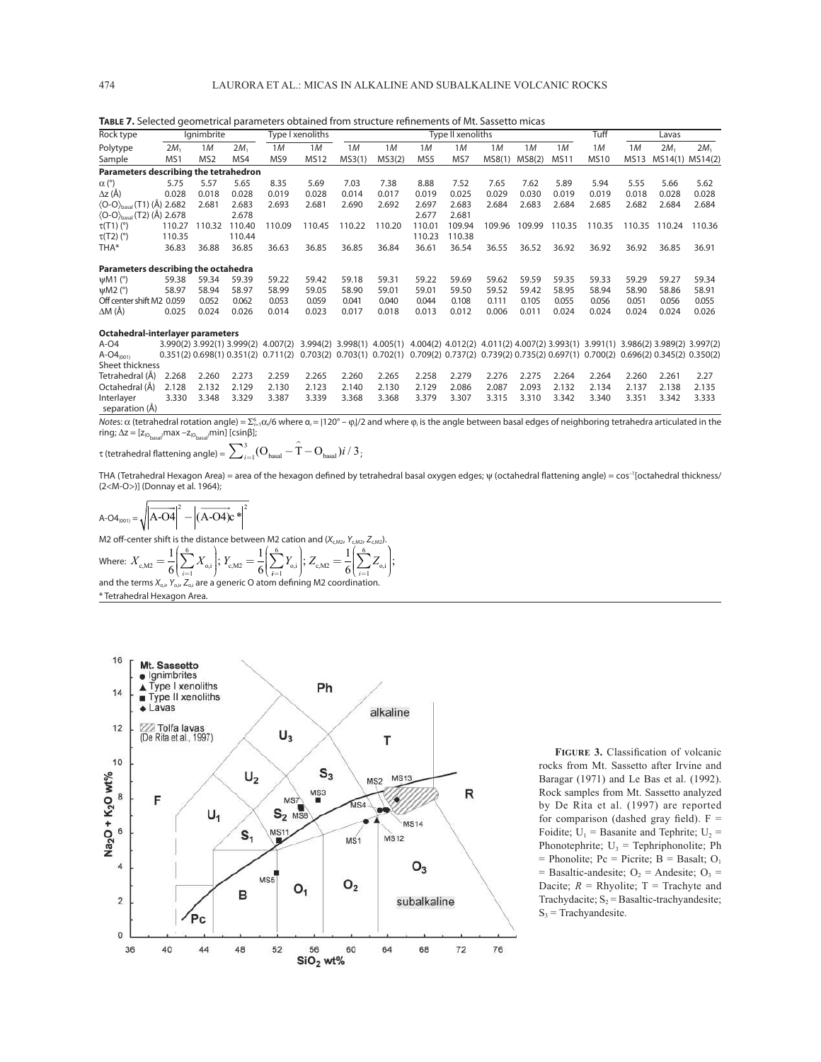**TABLE 7.** Selected geometrical parameters obtained from structure refinements of Mt. Sassetto micas

| Rock type | Ignimbrite | | | Type I xenoliths | | Type II xenoliths | | | | | | | Tuff | Lavas | | |
|---|---|---|---|---|---|---|---|---|---|---|---|---|---|---|---|---|
| Polytype | $2M_1$ | $1M$ | $2M_1$ | $1M$ | $1M$ | $1M$ | $1M$ | $1M$ | $1M$ | $1M$ | $1M$ | $1M$ | $1M$ | $1M$ | $2M_1$ | $2M_1$ |
| Sample | MS1 | MS2 | MS4 | MS9 | MS12 | MS3(1) | MS3(2) | MS5 | MS7 | MS8(1) | MS8(2) | MS11 | MS10 | MS13 | MS14(1) | MS14(2) |
| **Parameters describing the tetrahedron** | | | | | | | | | | | | | | | | |
| α (°) | 5.75 | 5.57 | 5.65 | 8.35 | 5.69 | 7.03 | 7.38 | 8.88 | 7.52 | 7.65 | 7.62 | 5.89 | 5.94 | 5.55 | 5.66 | 5.62 |
| Δz (Å) | 0.028 | 0.018 | 0.028 | 0.019 | 0.028 | 0.014 | 0.017 | 0.019 | 0.025 | 0.029 | 0.030 | 0.019 | 0.019 | 0.018 | 0.028 | 0.028 |
| $\langle O\text{-}O\rangle_{basal}$ (T1) (Å) | 2.682 | 2.681 | 2.683 | 2.693 | 2.681 | 2.690 | 2.692 | 2.697 | 2.683 | 2.684 | 2.683 | 2.684 | 2.685 | 2.682 | 2.684 | 2.684 |
| $\langle O\text{-}O\rangle_{basal}$ (T2) (Å) | 2.678 | | 2.678 | | | | | 2.677 | 2.681 | | | | | | | |
| τ(T1) (°) | 110.27 | 110.32 | 110.40 | 110.09 | 110.45 | 110.22 | 110.20 | 110.01 | 109.94 | 109.96 | 109.99 | 110.35 | 110.35 | 110.35 | 110.24 | 110.36 |
| τ(T2) (°) | 110.35 | | 110.44 | | | | | 110.23 | 110.38 | | | | | | | |
| THA* | 36.83 | 36.88 | 36.85 | 36.63 | 36.85 | 36.85 | 36.84 | 36.61 | 36.54 | 36.55 | 36.52 | 36.92 | 36.92 | 36.92 | 36.85 | 36.91 |
| **Parameters describing the octahedra** | | | | | | | | | | | | | | | | |
| ψM1 (°) | 59.38 | 59.34 | 59.39 | 59.22 | 59.42 | 59.18 | 59.31 | 59.22 | 59.69 | 59.62 | 59.59 | 59.35 | 59.33 | 59.29 | 59.27 | 59.34 |
| ψM2 (°) | 58.97 | 58.94 | 58.97 | 58.99 | 59.05 | 58.90 | 59.01 | 59.01 | 59.50 | 59.52 | 59.42 | 58.95 | 58.94 | 58.90 | 58.86 | 58.91 |
| Off center shift M2 | 0.059 | 0.052 | 0.062 | 0.053 | 0.059 | 0.041 | 0.040 | 0.044 | 0.108 | 0.111 | 0.105 | 0.055 | 0.056 | 0.051 | 0.056 | 0.055 |
| ΔM (Å) | 0.025 | 0.024 | 0.026 | 0.014 | 0.023 | 0.017 | 0.018 | 0.013 | 0.012 | 0.006 | 0.011 | 0.024 | 0.024 | 0.024 | 0.024 | 0.026 |
| **Octahedral-interlayer parameters** | | | | | | | | | | | | | | | | |
| A-O4 | 3.990(2) | 3.992(1) | 3.999(2) | 4.007(2) | 3.994(2) | 3.998(1) | 4.005(1) | 4.004(2) | 4.012(2) | 4.011(2) | 4.007(2) | 3.993(1) | 3.991(1) | 3.986(2) | 3.989(2) | 3.997(2) |
| $A\text{-}O4_{(001)}$ | 0.351(2) | 0.698(1) | 0.351(2) | 0.711(2) | 0.703(2) | 0.703(1) | 0.702(1) | 0.709(2) | 0.737(2) | 0.739(2) | 0.735(2) | 0.697(1) | 0.700(2) | 0.696(2) | 0.345(2) | 0.350(2) |
| Sheet thickness | | | | | | | | | | | | | | | | |
| Tetrahedral (Å) | 2.268 | 2.260 | 2.273 | 2.259 | 2.265 | 2.260 | 2.265 | 2.258 | 2.279 | 2.276 | 2.275 | 2.264 | 2.264 | 2.260 | 2.261 | 2.27 |
| Octahedral (Å) | 2.128 | 2.132 | 2.129 | 2.130 | 2.123 | 2.140 | 2.130 | 2.129 | 2.086 | 2.087 | 2.093 | 2.132 | 2.134 | 2.137 | 2.138 | 2.135 |
| Interlayer separation (Å) | 3.330 | 3.348 | 3.329 | 3.387 | 3.339 | 3.368 | 3.368 | 3.379 | 3.307 | 3.315 | 3.310 | 3.342 | 3.340 | 3.351 | 3.342 | 3.333 |

*Notes*: α (tetrahedral rotation angle) = $\Sigma_{i=1}^{6}\alpha_i/6$ where $\alpha_i = |120° - \varphi_i|/2$ and where $\varphi_i$ is the angle between basal edges of neighboring tetrahedra articulated in the ring; $\Delta z = [z_{(O_{basal})}\max - z_{(O_{basal})}\min]\,[c\sin\beta]$;

$$\tau \text{ (tetrahedral flattening angle)} = \sum_{i=1}^{3}(O_{basal} - \hat{T} - O_{basal})i/3;$$

THA (Tetrahedral Hexagon Area) = area of the hexagon defined by tetrahedral basal oxygen edges; ψ (octahedral flattening angle) = $\cos^{-1}$[octahedral thickness/(2<M-O>)] (Donnay et al. 1964);

$$A\text{-}O4_{(001)} = \sqrt{\left|\overrightarrow{A\text{-}O4}\right|^2 - \left|\overrightarrow{(A\text{-}O4)c^*}\right|^2}$$

M2 off-center shift is the distance between M2 cation and ($X_{c,M2}$, $Y_{c,M2}$, $Z_{c,M2}$).

Where: $X_{c,M2} = \frac{1}{6}\left(\sum_{i=1}^{6} X_{o,i}\right)$; $Y_{c,M2} = \frac{1}{6}\left(\sum_{i=1}^{6} Y_{o,i}\right)$; $Z_{c,M2} = \frac{1}{6}\left(\sum_{i=1}^{6} Z_{o,i}\right)$;

and the terms $X_{o,i}$, $Y_{o,i}$, $Z_{o,i}$ are a generic O atom defining M2 coordination.

\* Tetrahedral Hexagon Area.

**FIGURE 3.** Classification of volcanic rocks from Mt. Sassetto after Irvine and Baragar (1971) and Le Bas et al. (1992). Rock samples from Mt. Sassetto analyzed by De Rita et al. (1997) are reported for comparison (dashed gray field). F = Foidite; $U_1$ = Basanite and Tephrite; $U_2$ = Phonotephrite; $U_3$ = Tephriphonolite; Ph = Phonolite; Pc = Picrite; B = Basalt; $O_1$ = Basaltic-andesite; $O_2$ = Andesite; $O_3$ = Dacite; $R$ = Rhyolite; T = Trachyte and Trachydacite; $S_2$ = Basaltic-trachyandesite; $S_3$ = Trachyandesite.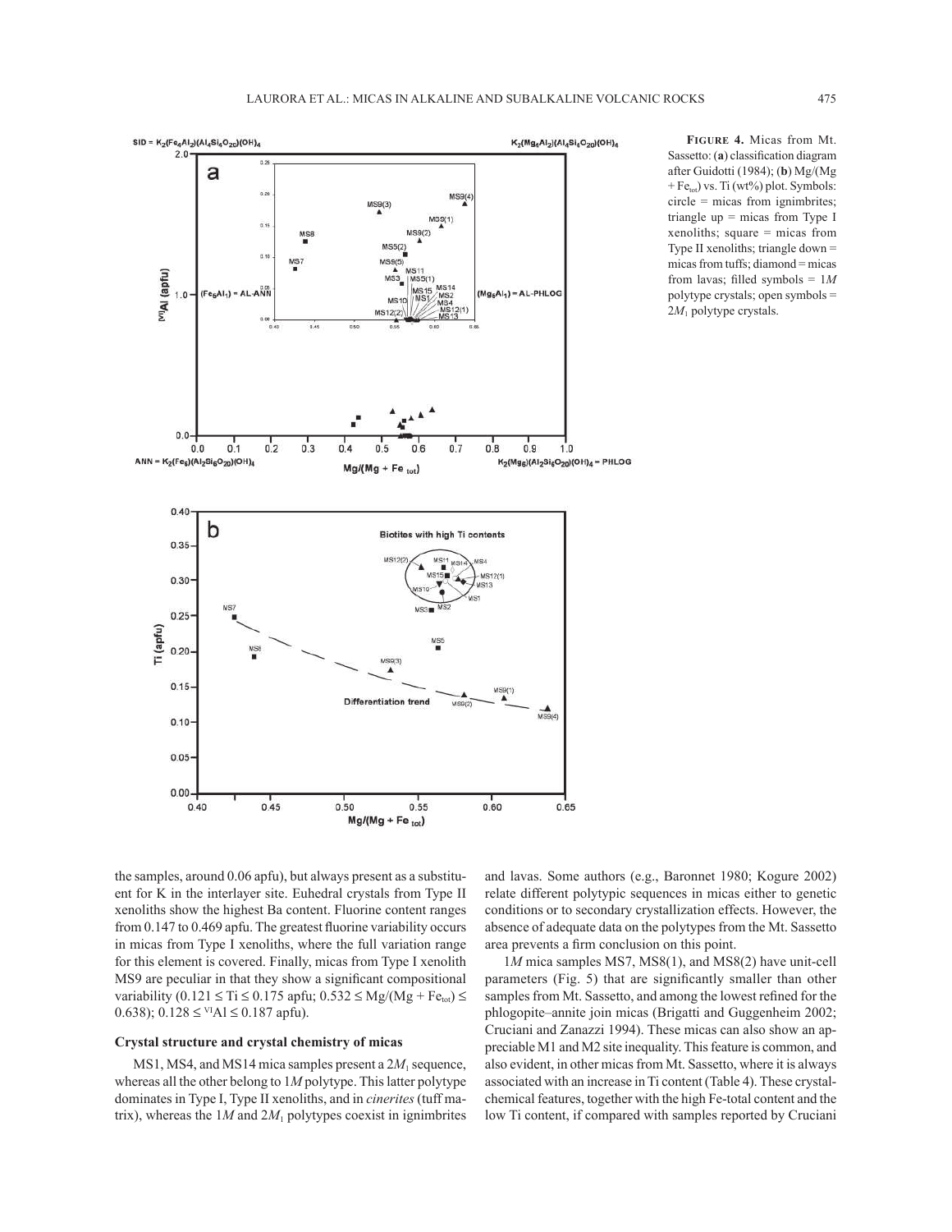**FIGURE 4.** Micas from Mt. Sassetto: (**a**) classification diagram after Guidotti (1984); (**b**) Mg/(Mg + $Fe_{tot}$) vs. Ti (wt%) plot. Symbols: circle = micas from ignimbrites; triangle up = micas from Type I xenoliths; square = micas from Type II xenoliths; triangle down = micas from tuffs; diamond = micas from lavas; filled symbols = 1*M* polytype crystals; open symbols = 2$M_1$ polytype crystals.

the samples, around 0.06 apfu), but always present as a substituent for K in the interlayer site. Euhedral crystals from Type II xenoliths show the highest Ba content. Fluorine content ranges from 0.147 to 0.469 apfu. The greatest fluorine variability occurs in micas from Type I xenoliths, where the full variation range for this element is covered. Finally, micas from Type I xenolith MS9 are peculiar in that they show a significant compositional variability ($0.121 \leq Ti \leq 0.175$ apfu; $0.532 \leq Mg/(Mg + Fe_{tot}) \leq 0.638$); $0.128 \leq {}^{VI}Al \leq 0.187$ apfu).

### Crystal structure and crystal chemistry of micas

MS1, MS4, and MS14 mica samples present a 2$M_1$ sequence, whereas all the other belong to 1*M* polytype. This latter polytype dominates in Type I, Type II xenoliths, and in *cinerites* (tuff matrix), whereas the 1*M* and 2$M_1$ polytypes coexist in ignimbrites and lavas. Some authors (e.g., Baronnet 1980; Kogure 2002) relate different polytypic sequences in micas either to genetic conditions or to secondary crystallization effects. However, the absence of adequate data on the polytypes from the Mt. Sassetto area prevents a firm conclusion on this point.

1*M* mica samples MS7, MS8(1), and MS8(2) have unit-cell parameters (Fig. 5) that are significantly smaller than other samples from Mt. Sassetto, and among the lowest refined for the phlogopite–annite join micas (Brigatti and Guggenheim 2002; Cruciani and Zanazzi 1994). These micas can also show an appreciable M1 and M2 site inequality. This feature is common, and also evident, in other micas from Mt. Sassetto, where it is always associated with an increase in Ti content (Table 4). These crystal-chemical features, together with the high Fe-total content and the low Ti content, if compared with samples reported by Cruciani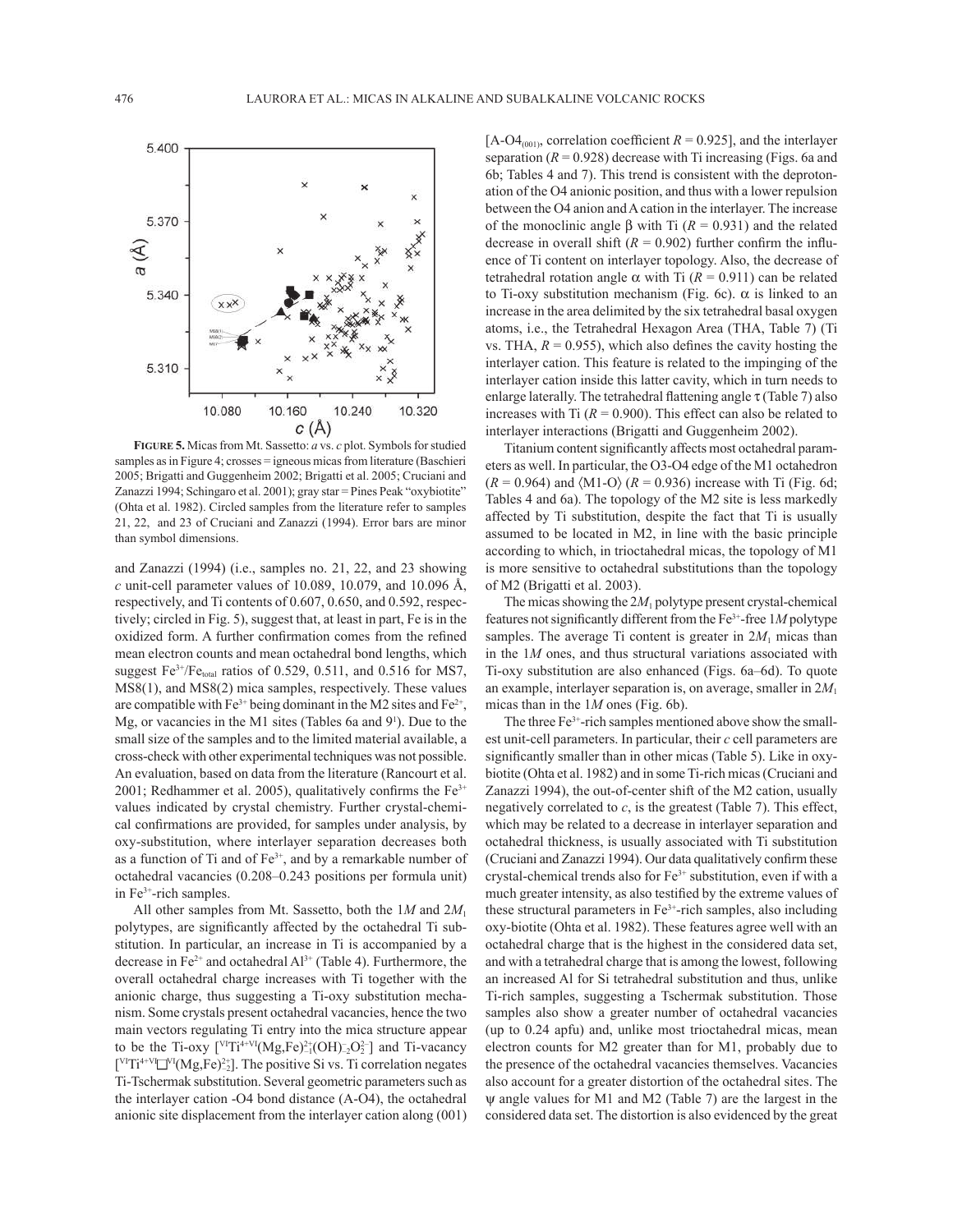**FIGURE 5.** Micas from Mt. Sassetto: $a$ vs. $c$ plot. Symbols for studied samples as in Figure 4; crosses = igneous micas from literature (Baschieri 2005; Brigatti and Guggenheim 2002; Brigatti et al. 2005; Cruciani and Zanazzi 1994; Schingaro et al. 2001); gray star = Pines Peak "oxybiotite" (Ohta et al. 1982). Circled samples from the literature refer to samples 21, 22, and 23 of Cruciani and Zanazzi (1994). Error bars are minor than symbol dimensions.

and Zanazzi (1994) (i.e., samples no. 21, 22, and 23 showing $c$ unit-cell parameter values of 10.089, 10.079, and 10.096 Å, respectively, and Ti contents of 0.607, 0.650, and 0.592, respectively; circled in Fig. 5), suggest that, at least in part, Fe is in the oxidized form. A further confirmation comes from the refined mean electron counts and mean octahedral bond lengths, which suggest $Fe^{3+}/Fe_{total}$ ratios of 0.529, 0.511, and 0.516 for MS7, MS8(1), and MS8(2) mica samples, respectively. These values are compatible with $Fe^{3+}$ being dominant in the M2 sites and $Fe^{2+}$, Mg, or vacancies in the M1 sites (Tables 6a and 9[1]). Due to the small size of the samples and to the limited material available, a cross-check with other experimental techniques was not possible. An evaluation, based on data from the literature (Rancourt et al. 2001; Redhammer et al. 2005), qualitatively confirms the $Fe^{3+}$ values indicated by crystal chemistry. Further crystal-chemical confirmations are provided, for samples under analysis, by oxy-substitution, where interlayer separation decreases both as a function of Ti and of $Fe^{3+}$, and by a remarkable number of octahedral vacancies (0.208–0.243 positions per formula unit) in $Fe^{3+}$-rich samples.

All other samples from Mt. Sassetto, both the 1$M$ and 2$M_1$ polytypes, are significantly affected by the octahedral Ti substitution. In particular, an increase in Ti is accompanied by a decrease in $Fe^{2+}$ and octahedral $Al^{3+}$ (Table 4). Furthermore, the overall octahedral charge increases with Ti together with the anionic charge, thus suggesting a Ti-oxy substitution mechanism. Some crystals present octahedral vacancies, hence the two main vectors regulating Ti entry into the mica structure appear to be the Ti-oxy $[^{VI}Ti^{4+VI}(Mg,Fe)^{2+}_{-1}(OH)^{-}_{-2}O^{2-}_{2}]$ and Ti-vacancy $[^{VI}Ti^{4+VI}\square^{VI}(Mg,Fe)^{2+}_{-2}]$. The positive Si vs. Ti correlation negates Ti-Tschermak substitution. Several geometric parameters such as the interlayer cation -O4 bond distance (A-O4), the octahedral anionic site displacement from the interlayer cation along (001) [A-$O4_{(001)}$, correlation coefficient $R = 0.925$], and the interlayer separation ($R = 0.928$) decrease with Ti increasing (Figs. 6a and 6b; Tables 4 and 7). This trend is consistent with the deprotonation of the O4 anionic position, and thus with a lower repulsion between the O4 anion and A cation in the interlayer. The increase of the monoclinic angle $\beta$ with Ti ($R = 0.931$) and the related decrease in overall shift ($R = 0.902$) further confirm the influence of Ti content on interlayer topology. Also, the decrease of tetrahedral rotation angle $\alpha$ with Ti ($R = 0.911$) can be related to Ti-oxy substitution mechanism (Fig. 6c). $\alpha$ is linked to an increase in the area delimited by the six tetrahedral basal oxygen atoms, i.e., the Tetrahedral Hexagon Area (THA, Table 7) (Ti vs. THA, $R = 0.955$), which also defines the cavity hosting the interlayer cation. This feature is related to the impinging of the interlayer cation inside this latter cavity, which in turn needs to enlarge laterally. The tetrahedral flattening angle $\tau$ (Table 7) also increases with Ti ($R = 0.900$). This effect can also be related to interlayer interactions (Brigatti and Guggenheim 2002).

Titanium content significantly affects most octahedral parameters as well. In particular, the O3-O4 edge of the M1 octahedron ($R = 0.964$) and ⟨M1-O⟩ ($R = 0.936$) increase with Ti (Fig. 6d; Tables 4 and 6a). The topology of the M2 site is less markedly affected by Ti substitution, despite the fact that Ti is usually assumed to be located in M2, in line with the basic principle according to which, in trioctahedral micas, the topology of M1 is more sensitive to octahedral substitutions than the topology of M2 (Brigatti et al. 2003).

The micas showing the 2$M_1$ polytype present crystal-chemical features not significantly different from the $Fe^{3+}$-free 1$M$ polytype samples. The average Ti content is greater in 2$M_1$ micas than in the 1$M$ ones, and thus structural variations associated with Ti-oxy substitution are also enhanced (Figs. 6a–6d). To quote an example, interlayer separation is, on average, smaller in 2$M_1$ micas than in the 1$M$ ones (Fig. 6b).

The three $Fe^{3+}$-rich samples mentioned above show the smallest unit-cell parameters. In particular, their $c$ cell parameters are significantly smaller than in other micas (Table 5). Like in oxybiotite (Ohta et al. 1982) and in some Ti-rich micas (Cruciani and Zanazzi 1994), the out-of-center shift of the M2 cation, usually negatively correlated to $c$, is the greatest (Table 7). This effect, which may be related to a decrease in interlayer separation and octahedral thickness, is usually associated with Ti substitution (Cruciani and Zanazzi 1994). Our data qualitatively confirm these crystal-chemical trends also for $Fe^{3+}$ substitution, even if with a much greater intensity, as also testified by the extreme values of these structural parameters in $Fe^{3+}$-rich samples, also including oxy-biotite (Ohta et al. 1982). These features agree well with an octahedral charge that is the highest in the considered data set, and with a tetrahedral charge that is among the lowest, following an increased Al for Si tetrahedral substitution and thus, unlike Ti-rich samples, suggesting a Tschermak substitution. Those samples also show a greater number of octahedral vacancies (up to 0.24 apfu) and, unlike most trioctahedral micas, mean electron counts for M2 greater than for M1, probably due to the presence of the octahedral vacancies themselves. Vacancies also account for a greater distortion of the octahedral sites. The $\psi$ angle values for M1 and M2 (Table 7) are the largest in the considered data set. The distortion is also evidenced by the great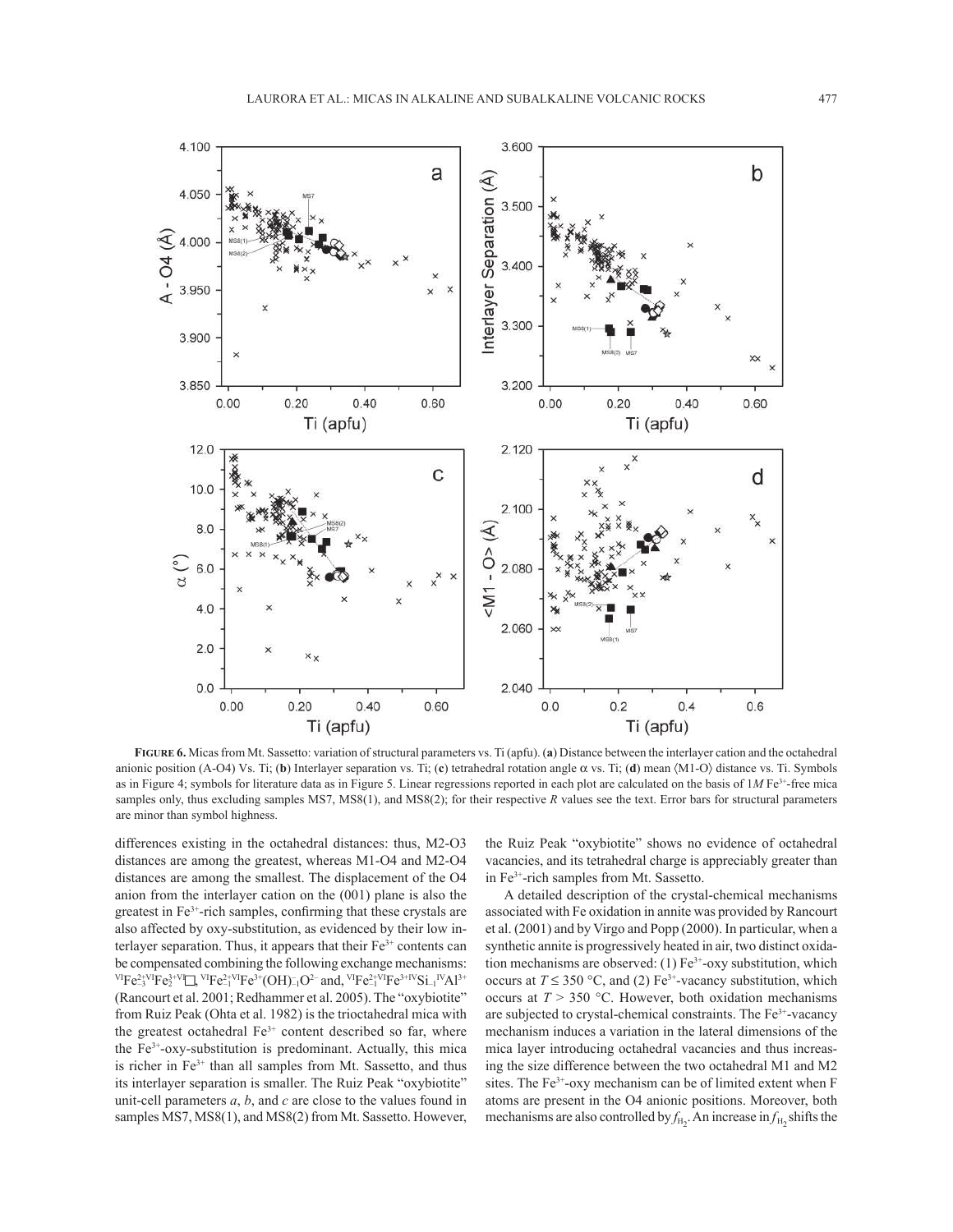**FIGURE 6.** Micas from Mt. Sassetto: variation of structural parameters vs. Ti (apfu). (**a**) Distance between the interlayer cation and the octahedral anionic position (A-O4) Vs. Ti; (**b**) Interlayer separation vs. Ti; (**c**) tetrahedral rotation angle α vs. Ti; (**d**) mean ⟨M1-O⟩ distance vs. Ti. Symbols as in Figure 4; symbols for literature data as in Figure 5. Linear regressions reported in each plot are calculated on the basis of 1*M* $Fe^{3+}$-free mica samples only, thus excluding samples MS7, MS8(1), and MS8(2); for their respective *R* values see the text. Error bars for structural parameters are minor than symbol highness.

differences existing in the octahedral distances: thus, M2-O3 distances are among the greatest, whereas M1-O4 and M2-O4 distances are among the smallest. The displacement of the O4 anion from the interlayer cation on the (001) plane is also the greatest in $Fe^{3+}$-rich samples, confirming that these crystals are also affected by oxy-substitution, as evidenced by their low interlayer separation. Thus, it appears that their $Fe^{3+}$ contents can be compensated combining the following exchange mechanisms: $^{VI}Fe^{2+}_{-3}{}^{VI}Fe^{3+}_{2}{}^{VI}\square$, $^{VI}Fe^{2+}_{-1}{}^{VI}Fe^{3+}(OH)^{-}_{-1}O^{2-}$ and, $^{VI}Fe^{2+}_{-1}{}^{VI}Fe^{3+IV}Si_{-1}{}^{IV}Al^{3+}$ (Rancourt et al. 2001; Redhammer et al. 2005). The "oxybiotite" from Ruiz Peak (Ohta et al. 1982) is the trioctahedral mica with the greatest octahedral $Fe^{3+}$ content described so far, where the $Fe^{3+}$-oxy-substitution is predominant. Actually, this mica is richer in $Fe^{3+}$ than all samples from Mt. Sassetto, and thus its interlayer separation is smaller. The Ruiz Peak "oxybiotite" unit-cell parameters *a*, *b*, and *c* are close to the values found in samples MS7, MS8(1), and MS8(2) from Mt. Sassetto. However, the Ruiz Peak "oxybiotite" shows no evidence of octahedral vacancies, and its tetrahedral charge is appreciably greater than in $Fe^{3+}$-rich samples from Mt. Sassetto.

A detailed description of the crystal-chemical mechanisms associated with Fe oxidation in annite was provided by Rancourt et al. (2001) and by Virgo and Popp (2000). In particular, when a synthetic annite is progressively heated in air, two distinct oxidation mechanisms are observed: (1) $Fe^{3+}$-oxy substitution, which occurs at $T \leq 350$ °C, and (2) $Fe^{3+}$-vacancy substitution, which occurs at $T > 350$ °C. However, both oxidation mechanisms are subjected to crystal-chemical constraints. The $Fe^{3+}$-vacancy mechanism induces a variation in the lateral dimensions of the mica layer introducing octahedral vacancies and thus increasing the size difference between the two octahedral M1 and M2 sites. The $Fe^{3+}$-oxy mechanism can be of limited extent when F atoms are present in the O4 anionic positions. Moreover, both mechanisms are also controlled by $f_{H_2}$. An increase in $f_{H_2}$ shifts the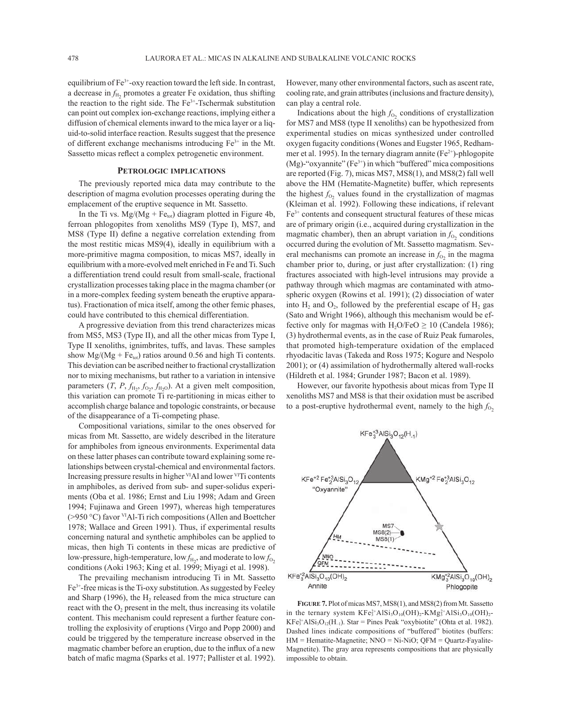equilibrium of $Fe^{3+}$-oxy reaction toward the left side. In contrast, a decrease in $f_{H_2}$ promotes a greater Fe oxidation, thus shifting the reaction to the right side. The $Fe^{3+}$-Tschermak substitution can point out complex ion-exchange reactions, implying either a diffusion of chemical elements inward to the mica layer or a liquid-to-solid interface reaction. Results suggest that the presence of different exchange mechanisms introducing $Fe^{3+}$ in the Mt. Sassetto micas reflect a complex petrogenetic environment.

## Petrologic implications

The previously reported mica data may contribute to the description of magma evolution processes operating during the emplacement of the eruptive sequence in Mt. Sassetto.

In the Ti vs. $Mg/(Mg + Fe_{tot})$ diagram plotted in Figure 4b, ferroan phlogopites from xenoliths MS9 (Type I), MS7, and MS8 (Type II) define a negative correlation extending from the most restitic micas MS9(4), ideally in equilibrium with a more-primitive magma composition, to micas MS7, ideally in equilibrium with a more-evolved melt enriched in Fe and Ti. Such a differentiation trend could result from small-scale, fractional crystallization processes taking place in the magma chamber (or in a more-complex feeding system beneath the eruptive apparatus). Fractionation of mica itself, among the other femic phases, could have contributed to this chemical differentiation.

A progressive deviation from this trend characterizes micas from MS5, MS3 (Type II), and all the other micas from Type I, Type II xenoliths, ignimbrites, tuffs, and lavas. These samples show $Mg/(Mg + Fe_{tot})$ ratios around 0.56 and high Ti contents. This deviation can be ascribed neither to fractional crystallization nor to mixing mechanisms, but rather to a variation in intensive parameters ($T$, $P$, $f_{H_2}$, $f_{O_2}$, $f_{H_2O}$). At a given melt composition, this variation can promote Ti re-partitioning in micas either to accomplish charge balance and topologic constraints, or because of the disappearance of a Ti-competing phase.

Compositional variations, similar to the ones observed for micas from Mt. Sassetto, are widely described in the literature for amphiboles from igneous environments. Experimental data on these latter phases can contribute toward explaining some relationships between crystal-chemical and environmental factors. Increasing pressure results in higher $^{VI}Al$ and lower $^{VI}Ti$ contents in amphiboles, as derived from sub- and super-solidus experiments (Oba et al. 1986; Ernst and Liu 1998; Adam and Green 1994; Fujinawa and Green 1997), whereas high temperatures (>950 °C) favor $^{VI}Al$-Ti rich compositions (Allen and Boettcher 1978; Wallace and Green 1991). Thus, if experimental results concerning natural and synthetic amphiboles can be applied to micas, then high Ti contents in these micas are predictive of low-pressure, high-temperature, low $f_{H_2}$, and moderate to low $f_{O_2}$ conditions (Aoki 1963; King et al. 1999; Miyagi et al. 1998).

The prevailing mechanism introducing Ti in Mt. Sassetto $Fe^{3+}$-free micas is the Ti-oxy substitution. As suggested by Feeley and Sharp (1996), the $H_2$ released from the mica structure can react with the $O_2$ present in the melt, thus increasing its volatile content. This mechanism could represent a further feature controlling the explosivity of eruptions (Virgo and Popp 2000) and could be triggered by the temperature increase observed in the magmatic chamber before an eruption, due to the influx of a new batch of mafic magma (Sparks et al. 1977; Pallister et al. 1992). However, many other environmental factors, such as ascent rate, cooling rate, and grain attributes (inclusions and fracture density), can play a central role.

Indications about the high $f_{O_2}$ conditions of crystallization for MS7 and MS8 (type II xenoliths) can be hypothesized from experimental studies on micas synthesized under controlled oxygen fugacity conditions (Wones and Eugster 1965, Redhammer et al. 1995). In the ternary diagram annite ($Fe^{2+}$)-phlogopite (Mg)-"oxyannite" ($Fe^{3+}$) in which "buffered" mica compositions are reported (Fig. 7), micas MS7, MS8(1), and MS8(2) fall well above the HM (Hematite-Magnetite) buffer, which represents the highest $f_{O_2}$ values found in the crystallization of magmas (Kleiman et al. 1992). Following these indications, if relevant $Fe^{3+}$ contents and consequent structural features of these micas are of primary origin (i.e., acquired during crystallization in the magmatic chamber), then an abrupt variation in $f_{O_2}$ conditions occurred during the evolution of Mt. Sassetto magmatism. Several mechanisms can promote an increase in $f_{O_2}$ in the magma chamber prior to, during, or just after crystallization: (1) ring fractures associated with high-level intrusions may provide a pathway through which magmas are contaminated with atmospheric oxygen (Rowins et al. 1991); (2) dissociation of water into $H_2$ and $O_2$, followed by the preferential escape of $H_2$ gas (Sato and Wright 1966), although this mechanism would be effective only for magmas with $H_2O/FeO \geq 10$ (Candela 1986); (3) hydrothermal events, as in the case of Ruiz Peak fumaroles, that promoted high-temperature oxidation of the emplaced rhyodacitic lavas (Takeda and Ross 1975; Kogure and Nespolo 2001); or (4) assimilation of hydrothermally altered wall-rocks (Hildreth et al. 1984; Grunder 1987; Bacon et al. 1989).

However, our favorite hypothesis about micas from Type II xenoliths MS7 and MS8 is that their oxidation must be ascribed to a post-eruptive hydrothermal event, namely to the high $f_{O_2}$

**Figure 7.** Plot of micas MS7, MS8(1), and MS8(2) from Mt. Sassetto in the ternary system $KFe_3^{2+}AlSi_3O_{10}(OH)_2$-$KMg_3^{2+}AlSi_3O_{10}(OH)_2$-$KFe_3^{3+}AlSi_3O_{12}(H_{-1})$. Star = Pines Peak "oxybiotite" (Ohta et al. 1982). Dashed lines indicate compositions of "buffered" biotites (buffers: HM = Hematite-Magnetite; NNO = Ni-NiO; QFM = Quartz-Fayalite-Magnetite). The gray area represents compositions that are physically impossible to obtain.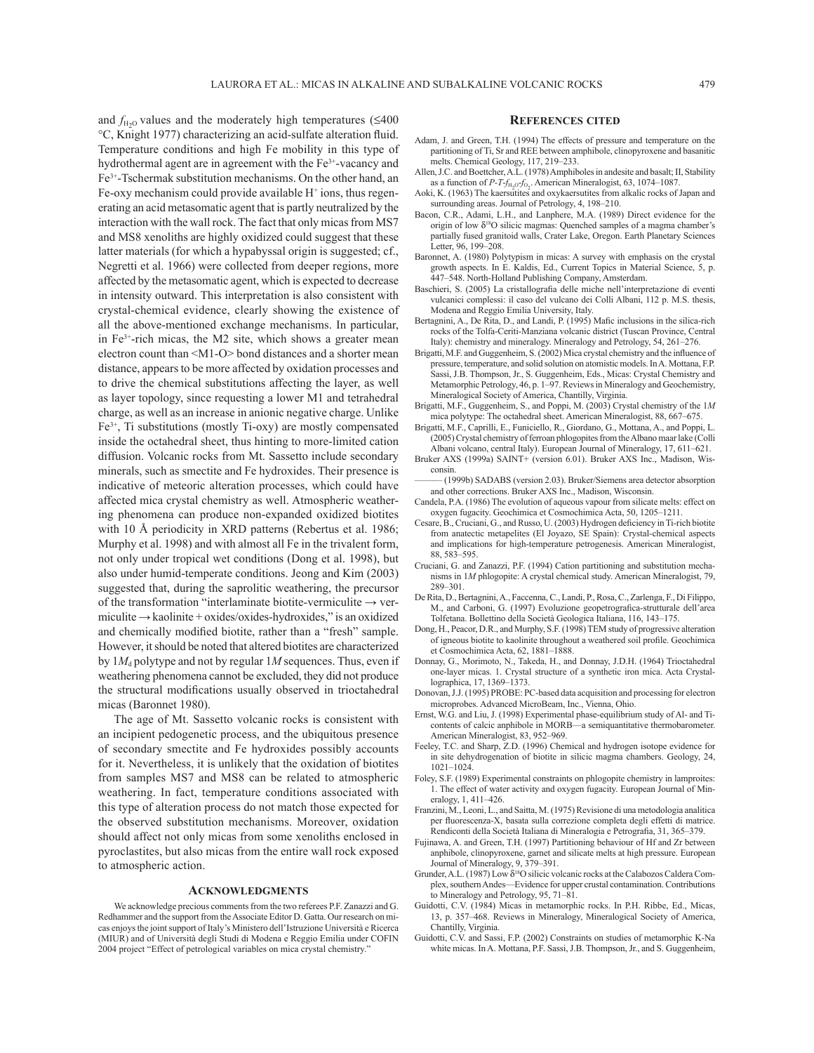and $f_{H_2O}$ values and the moderately high temperatures (≤400 °C, Knight 1977) characterizing an acid-sulfate alteration fluid. Temperature conditions and high Fe mobility in this type of hydrothermal agent are in agreement with the $Fe^{3+}$-vacancy and $Fe^{3+}$-Tschermak substitution mechanisms. On the other hand, an Fe-oxy mechanism could provide available $H^+$ ions, thus regenerating an acid metasomatic agent that is partly neutralized by the interaction with the wall rock. The fact that only micas from MS7 and MS8 xenoliths are highly oxidized could suggest that these latter materials (for which a hypabyssal origin is suggested; cf., Negretti et al. 1966) were collected from deeper regions, more affected by the metasomatic agent, which is expected to decrease in intensity outward. This interpretation is also consistent with crystal-chemical evidence, clearly showing the existence of all the above-mentioned exchange mechanisms. In particular, in $Fe^{3+}$-rich micas, the M2 site, which shows a greater mean electron count than <M1-O> bond distances and a shorter mean distance, appears to be more affected by oxidation processes and to drive the chemical substitutions affecting the layer, as well as layer topology, since requesting a lower M1 and tetrahedral charge, as well as an increase in anionic negative charge. Unlike $Fe^{3+}$, Ti substitutions (mostly Ti-oxy) are mostly compensated inside the octahedral sheet, thus hinting to more-limited cation diffusion. Volcanic rocks from Mt. Sassetto include secondary minerals, such as smectite and Fe hydroxides. Their presence is indicative of meteoric alteration processes, which could have affected mica crystal chemistry as well. Atmospheric weathering phenomena can produce non-expanded oxidized biotites with 10 Å periodicity in XRD patterns (Rebertus et al. 1986; Murphy et al. 1998) and with almost all Fe in the trivalent form, not only under tropical wet conditions (Dong et al. 1998), but also under humid-temperate conditions. Jeong and Kim (2003) suggested that, during the saprolitic weathering, the precursor of the transformation "interlaminate biotite-vermiculite → vermiculite → kaolinite + oxides/oxides-hydroxides," is an oxidized and chemically modified biotite, rather than a "fresh" sample. However, it should be noted that altered biotites are characterized by $1M_d$ polytype and not by regular 1*M* sequences. Thus, even if weathering phenomena cannot be excluded, they did not produce the structural modifications usually observed in trioctahedral micas (Baronnet 1980).

The age of Mt. Sassetto volcanic rocks is consistent with an incipient pedogenetic process, and the ubiquitous presence of secondary smectite and Fe hydroxides possibly accounts for it. Nevertheless, it is unlikely that the oxidation of biotites from samples MS7 and MS8 can be related to atmospheric weathering. In fact, temperature conditions associated with this type of alteration process do not match those expected for the observed substitution mechanisms. Moreover, oxidation should affect not only micas from some xenoliths enclosed in pyroclastites, but also micas from the entire wall rock exposed to atmospheric action.

## Acknowledgments

We acknowledge precious comments from the two referees P.F. Zanazzi and G. Redhammer and the support from the Associate Editor D. Gatta. Our research on micas enjoys the joint support of Italy's Ministero dell'Istruzione Università e Ricerca (MIUR) and of Università degli Studi di Modena e Reggio Emilia under COFIN 2004 project "Effect of petrological variables on mica crystal chemistry."

## References cited

Adam, J. and Green, T.H. (1994) The effects of pressure and temperature on the partitioning of Ti, Sr and REE between amphibole, clinopyroxene and basanitic melts. Chemical Geology, 117, 219–233.

Allen, J.C. and Boettcher, A.L. (1978) Amphiboles in andesite and basalt; II, Stability as a function of $P$-$T$-$f_{H_2O}$-$f_{O_2}$. American Mineralogist, 63, 1074–1087.

Aoki, K. (1963) The kaersutites and oxykaersutites from alkalic rocks of Japan and surrounding areas. Journal of Petrology, 4, 198–210.

Bacon, C.R., Adami, L.H., and Lanphere, M.A. (1989) Direct evidence for the origin of low $\delta^{18}$O silicic magmas: Quenched samples of a magma chamber's partially fused granitoid walls, Crater Lake, Oregon. Earth Planetary Sciences Letter, 96, 199–208.

Baronnet, A. (1980) Polytypism in micas: A survey with emphasis on the crystal growth aspects. In E. Kaldis, Ed., Current Topics in Material Science, 5, p. 447–548. North-Holland Publishing Company, Amsterdam.

Baschieri, S. (2005) La cristallografia delle miche nell'interpretazione di eventi vulcanici complessi: il caso del vulcano dei Colli Albani, 112 p. M.S. thesis, Modena and Reggio Emilia University, Italy.

Bertagnini, A., De Rita, D., and Landi, P. (1995) Mafic inclusions in the silica-rich rocks of the Tolfa-Ceriti-Manziana volcanic district (Tuscan Province, Central Italy): chemistry and mineralogy. Mineralogy and Petrology, 54, 261–276.

Brigatti, M.F. and Guggenheim, S. (2002) Mica crystal chemistry and the influence of pressure, temperature, and solid solution on atomistic models. In A. Mottana, F.P. Sassi, J.B. Thompson, Jr., S. Guggenheim, Eds., Micas: Crystal Chemistry and Metamorphic Petrology, 46, p. 1–97. Reviews in Mineralogy and Geochemistry, Mineralogical Society of America, Chantilly, Virginia.

Brigatti, M.F., Guggenheim, S., and Poppi, M. (2003) Crystal chemistry of the 1*M* mica polytype: The octahedral sheet. American Mineralogist, 88, 667–675.

Brigatti, M.F., Caprilli, E., Funiciello, R., Giordano, G., Mottana, A., and Poppi, L. (2005) Crystal chemistry of ferroan phlogopites from the Albano maar lake (Colli Albani volcano, central Italy). European Journal of Mineralogy, 17, 611–621.

Bruker AXS (1999a) SAINT+ (version 6.01). Bruker AXS Inc., Madison, Wisconsin.

——— (1999b) SADABS (version 2.03). Bruker/Siemens area detector absorption and other corrections. Bruker AXS Inc., Madison, Wisconsin.

Candela, P.A. (1986) The evolution of aqueous vapour from silicate melts: effect on oxygen fugacity. Geochimica et Cosmochimica Acta, 50, 1205–1211.

Cesare, B., Cruciani, G., and Russo, U. (2003) Hydrogen deficiency in Ti-rich biotite from anatectic metapelites (El Joyazo, SE Spain): Crystal-chemical aspects and implications for high-temperature petrogenesis. American Mineralogist, 88, 583–595.

Cruciani, G. and Zanazzi, P.F. (1994) Cation partitioning and substitution mechanisms in 1*M* phlogopite: A crystal chemical study. American Mineralogist, 79, 289–301.

De Rita, D., Bertagnini, A., Faccenna, C., Landi, P., Rosa, C., Zarlenga, F., Di Filippo, M., and Carboni, G. (1997) Evoluzione geopetrografica-strutturale dell'area Tolfetana. Bollettino della Società Geologica Italiana, 116, 143–175.

Dong, H., Peacor, D.R., and Murphy, S.F. (1998) TEM study of progressive alteration of igneous biotite to kaolinite throughout a weathered soil profile. Geochimica et Cosmochimica Acta, 62, 1881–1888.

Donnay, G., Morimoto, N., Takeda, H., and Donnay, J.D.H. (1964) Trioctahedral one-layer micas. 1. Crystal structure of a synthetic iron mica. Acta Crystallographica, 17, 1369–1373.

Donovan, J.J. (1995) PROBE: PC-based data acquisition and processing for electron microprobes. Advanced MicroBeam, Inc., Vienna, Ohio.

Ernst, W.G. and Liu, J. (1998) Experimental phase-equilibrium study of Al- and Ti-contents of calcic amphibole in MORB—a semiquantitative thermobarometer. American Mineralogist, 83, 952–969.

Feeley, T.C. and Sharp, Z.D. (1996) Chemical and hydrogen isotope evidence for in site dehydrogenation of biotite in silicic magma chambers. Geology, 24, 1021–1024.

Foley, S.F. (1989) Experimental constraints on phlogopite chemistry in lamproites: 1. The effect of water activity and oxygen fugacity. European Journal of Mineralogy, 1, 411–426.

Franzini, M., Leoni, L., and Saitta, M. (1975) Revisione di una metodologia analitica per fluorescenza-X, basata sulla correzione completa degli effetti di matrice. Rendiconti della Società Italiana di Mineralogia e Petrografia, 31, 365–379.

Fujinawa, A. and Green, T.H. (1997) Partitioning behaviour of Hf and Zr between anphibole, clinopyroxene, garnet and silicate melts at high pressure. European Journal of Mineralogy, 9, 379–391.

Grunder, A.L. (1987) Low $\delta^{18}$O silicic volcanic rocks at the Calabozos Caldera Complex, southern Andes—Evidence for upper crustal contamination. Contributions to Mineralogy and Petrology, 95, 71–81.

Guidotti, C.V. (1984) Micas in metamorphic rocks. In P.H. Ribbe, Ed., Micas, 13, p. 357–468. Reviews in Mineralogy, Mineralogical Society of America, Chantilly, Virginia.

Guidotti, C.V. and Sassi, F.P. (2002) Constraints on studies of metamorphic K-Na white micas. In A. Mottana, P.F. Sassi, J.B. Thompson, Jr., and S. Guggenheim,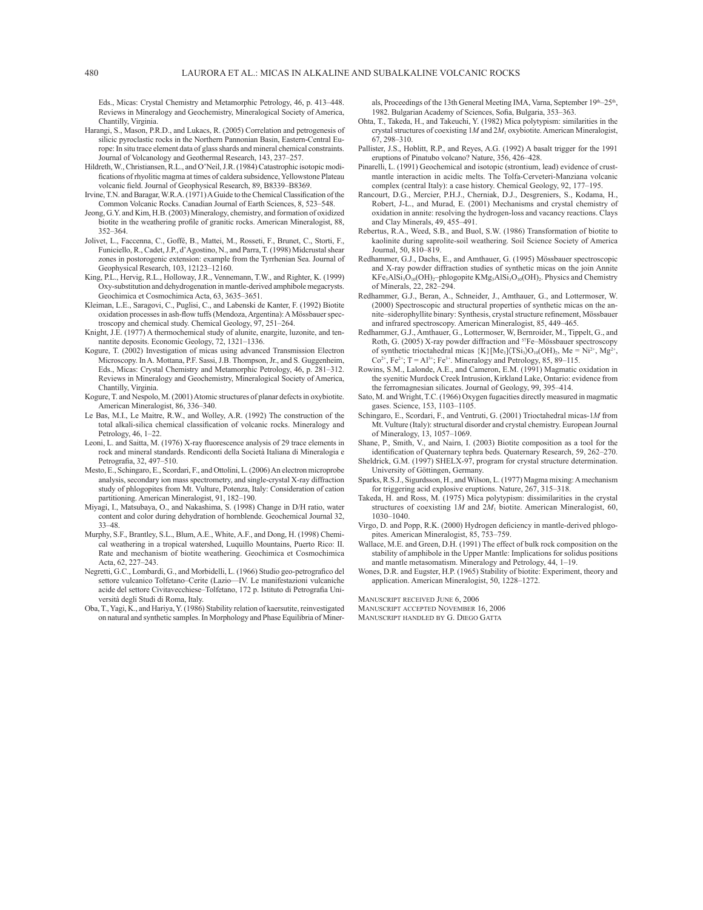Eds., Micas: Crystal Chemistry and Metamorphic Petrology, 46, p. 413–448. Reviews in Mineralogy and Geochemistry, Mineralogical Society of America, Chantilly, Virginia.

Harangi, S., Mason, P.R.D., and Lukacs, R. (2005) Correlation and petrogenesis of silicic pyroclastic rocks in the Northern Pannonian Basin, Eastern-Central Europe: In situ trace element data of glass shards and mineral chemical constraints. Journal of Volcanology and Geothermal Research, 143, 237–257.

Hildreth, W., Christiansen, R.L., and O'Neil, J.R. (1984) Catastrophic isotopic modifications of rhyolitic magma at times of caldera subsidence, Yellowstone Plateau volcanic field. Journal of Geophysical Research, 89, B8339–B8369.

Irvine, T.N. and Baragar, W.R.A. (1971) A Guide to the Chemical Classification of the Common Volcanic Rocks. Canadian Journal of Earth Sciences, 8, 523–548.

Jeong, G.Y. and Kim, H.B. (2003) Mineralogy, chemistry, and formation of oxidized biotite in the weathering profile of granitic rocks. American Mineralogist, 88, 352–364.

Jolivet, L., Faccenna, C., Goffé, B., Mattei, M., Rosseti, F., Brunet, C., Storti, F., Funiciello, R., Cadet, J.P., d'Agostino, N., and Parra, T. (1998) Midcrustal shear zones in postorogenic extension: example from the Tyrrhenian Sea. Journal of Geophysical Research, 103, 12123–12160.

King, P.L., Hervig, R.L., Holloway, J.R., Vennemann, T.W., and Righter, K. (1999) Oxy-substitution and dehydrogenation in mantle-derived amphibole megacrysts. Geochimica et Cosmochimica Acta, 63, 3635–3651.

Kleiman, L.E., Saragovi, C., Puglisi, C., and Labenski de Kanter, F. (1992) Biotite oxidation processes in ash-flow tuffs (Mendoza, Argentina): A Mössbauer spectroscopy and chemical study. Chemical Geology, 97, 251–264.

Knight, J.E. (1977) A thermochemical study of alunite, enargite, luzonite, and tennantite deposits. Economic Geology, 72, 1321–1336.

Kogure, T. (2002) Investigation of micas using advanced Transmission Electron Microscopy. In A. Mottana, P.F. Sassi, J.B. Thompson, Jr., and S. Guggenheim, Eds., Micas: Crystal Chemistry and Metamorphic Petrology, 46, p. 281–312. Reviews in Mineralogy and Geochemistry, Mineralogical Society of America, Chantilly, Virginia.

Kogure, T. and Nespolo, M. (2001) Atomic structures of planar defects in oxybiotite. American Mineralogist, 86, 336–340.

Le Bas, M.I., Le Maitre, R.W., and Wolley, A.R. (1992) The construction of the total alkali-silica chemical classification of volcanic rocks. Mineralogy and Petrology, 46, 1–22.

Leoni, L. and Saitta, M. (1976) X-ray fluorescence analysis of 29 trace elements in rock and mineral standards. Rendiconti della Società Italiana di Mineralogia e Petrografia, 32, 497–510.

Mesto, E., Schingaro, E., Scordari, F., and Ottolini, L. (2006) An electron microprobe analysis, secondary ion mass spectrometry, and single-crystal X-ray diffraction study of phlogopites from Mt. Vulture, Potenza, Italy: Consideration of cation partitioning. American Mineralogist, 91, 182–190.

Miyagi, I., Matsubaya, O., and Nakashima, S. (1998) Change in D/H ratio, water content and color during dehydration of hornblende. Geochemical Journal 32, 33–48.

Murphy, S.F., Brantley, S.L., Blum, A.E., White, A.F., and Dong, H. (1998) Chemical weathering in a tropical watershed, Luquillo Mountains, Puerto Rico: II. Rate and mechanism of biotite weathering. Geochimica et Cosmochimica Acta, 62, 227–243.

Negretti, G.C., Lombardi, G., and Morbidelli, L. (1966) Studio geo-petrografico del settore vulcanico Tolfetano–Cerite (Lazio—IV. Le manifestazioni vulcaniche acide del settore Civitavecchiese–Tolfetano, 172 p. Istituto di Petrografia Università degli Studi di Roma, Italy.

Oba, T., Yagi, K., and Hariya, Y. (1986) Stability relation of kaersutite, reinvestigated on natural and synthetic samples. In Morphology and Phase Equilibria of Minerals, Proceedings of the 13th General Meeting IMA, Varna, September 19th–25th, 1982. Bulgarian Academy of Sciences, Sofia, Bulgaria, 353–363.

Ohta, T., Takeda, H., and Takeuchi, Y. (1982) Mica polytypism: similarities in the crystal structures of coexisting 1*M* and 2*M*$_1$ oxybiotite. American Mineralogist, 67, 298–310.

Pallister, J.S., Hoblitt, R.P., and Reyes, A.G. (1992) A basalt trigger for the 1991 eruptions of Pinatubo volcano? Nature, 356, 426–428.

Pinarelli, L. (1991) Geochemical and isotopic (strontium, lead) evidence of crust-mantle interaction in acidic melts. The Tolfa-Cerveteri-Manziana volcanic complex (central Italy): a case history. Chemical Geology, 92, 177–195.

Rancourt, D.G., Mercier, P.H.J., Cherniak, D.J., Desgreniers, S., Kodama, H., Robert, J-L., and Murad, E. (2001) Mechanisms and crystal chemistry of oxidation in annite: resolving the hydrogen-loss and vacancy reactions. Clays and Clay Minerals, 49, 455–491.

Rebertus, R.A., Weed, S.B., and Buol, S.W. (1986) Transformation of biotite to kaolinite during saprolite-soil weathering. Soil Science Society of America Journal, 50, 810–819.

Redhammer, G.J., Dachs, E., and Amthauer, G. (1995) Mössbauer spectroscopic and X-ray powder diffraction studies of synthetic micas on the join Annite $KFe_3AlSi_3O_{10}(OH)_2$–phlogopite $KMg_3AlSi_3O_{10}(OH)_2$. Physics and Chemistry of Minerals, 22, 282–294.

Redhammer, G.J., Beran, A., Schneider, J., Amthauer, G., and Lottermoser, W. (2000) Spectroscopic and structural properties of synthetic micas on the annite–siderophyllite binary: Synthesis, crystal structure refinement, Mössbauer and infrared spectroscopy. American Mineralogist, 85, 449–465.

Redhammer, G.J., Amthauer, G., Lottermoser, W, Bernroider, M., Tippelt, G., and Roth, G. (2005) X-ray powder diffraction and $^{57}$Fe–Mössbauer spectroscopy of synthetic trioctahedral micas $\{K\}[Me_3]\langle TSi_3\rangle O_{10}(OH)_2$, Me = $Ni^{2+}$, $Mg^{2+}$, $Co^{2+}$, $Fe^{2+}$; T = $Al^{3+}$; $Fe^{3+}$. Mineralogy and Petrology, 85, 89–115.

Rowins, S.M., Lalonde, A.E., and Cameron, E.M. (1991) Magmatic oxidation in the syenitic Murdock Creek Intrusion, Kirkland Lake, Ontario: evidence from the ferromagnesian silicates. Journal of Geology, 99, 395–414.

Sato, M. and Wright, T.C. (1966) Oxygen fugacities directly measured in magmatic gases. Science, 153, 1103–1105.

Schingaro, E., Scordari, F., and Ventruti, G. (2001) Trioctahedral micas-1*M* from Mt. Vulture (Italy): structural disorder and crystal chemistry. European Journal of Mineralogy, 13, 1057–1069.

Shane, P., Smith, V., and Nairn, I. (2003) Biotite composition as a tool for the identification of Quaternary tephra beds. Quaternary Research, 59, 262–270.

Sheldrick, G.M. (1997) SHELX-97, program for crystal structure determination. University of Göttingen, Germany.

Sparks, R.S.J., Sigurdsson, H., and Wilson, L. (1977) Magma mixing: A mechanism for triggering acid explosive eruptions. Nature, 267, 315–318.

Takeda, H. and Ross, M. (1975) Mica polytypism: dissimilarities in the crystal structures of coexisting 1*M* and 2*M*$_1$ biotite. American Mineralogist, 60, 1030–1040.

Virgo, D. and Popp, R.K. (2000) Hydrogen deficiency in mantle-derived phlogopites. American Mineralogist, 85, 753–759.

Wallace, M.E. and Green, D.H. (1991) The effect of bulk rock composition on the stability of amphibole in the Upper Mantle: Implications for solidus positions and mantle metasomatism. Mineralogy and Petrology, 44, 1–19.

Wones, D.R. and Eugster, H.P. (1965) Stability of biotite: Experiment, theory and application. American Mineralogist, 50, 1228–1272.

Manuscript received June 6, 2006
Manuscript accepted November 16, 2006
Manuscript handled by G. Diego Gatta